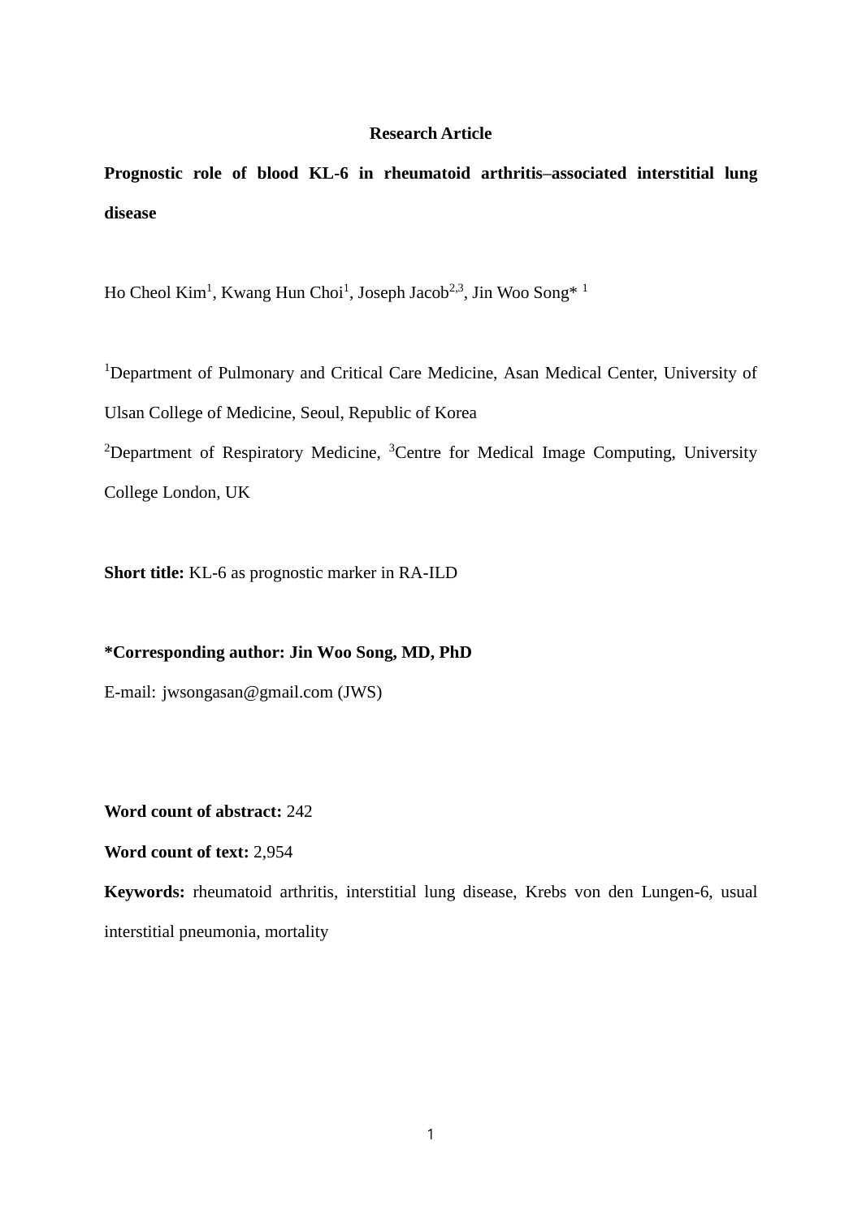**Research Article**

# Prognostic role of blood KL-6 in rheumatoid arthritis–associated interstitial lung disease

Ho Cheol Kim[1], Kwang Hun Choi[1], Joseph Jacob[2,3], Jin Woo Song*[1]

[1]Department of Pulmonary and Critical Care Medicine, Asan Medical Center, University of Ulsan College of Medicine, Seoul, Republic of Korea

[2]Department of Respiratory Medicine, [3]Centre for Medical Image Computing, University College London, UK

**Short title:** KL-6 as prognostic marker in RA-ILD

**\*Corresponding author: Jin Woo Song, MD, PhD**

E-mail: jwsongasan@gmail.com (JWS)

**Word count of abstract:** 242

**Word count of text:** 2,954

**Keywords:** rheumatoid arthritis, interstitial lung disease, Krebs von den Lungen-6, usual interstitial pneumonia, mortality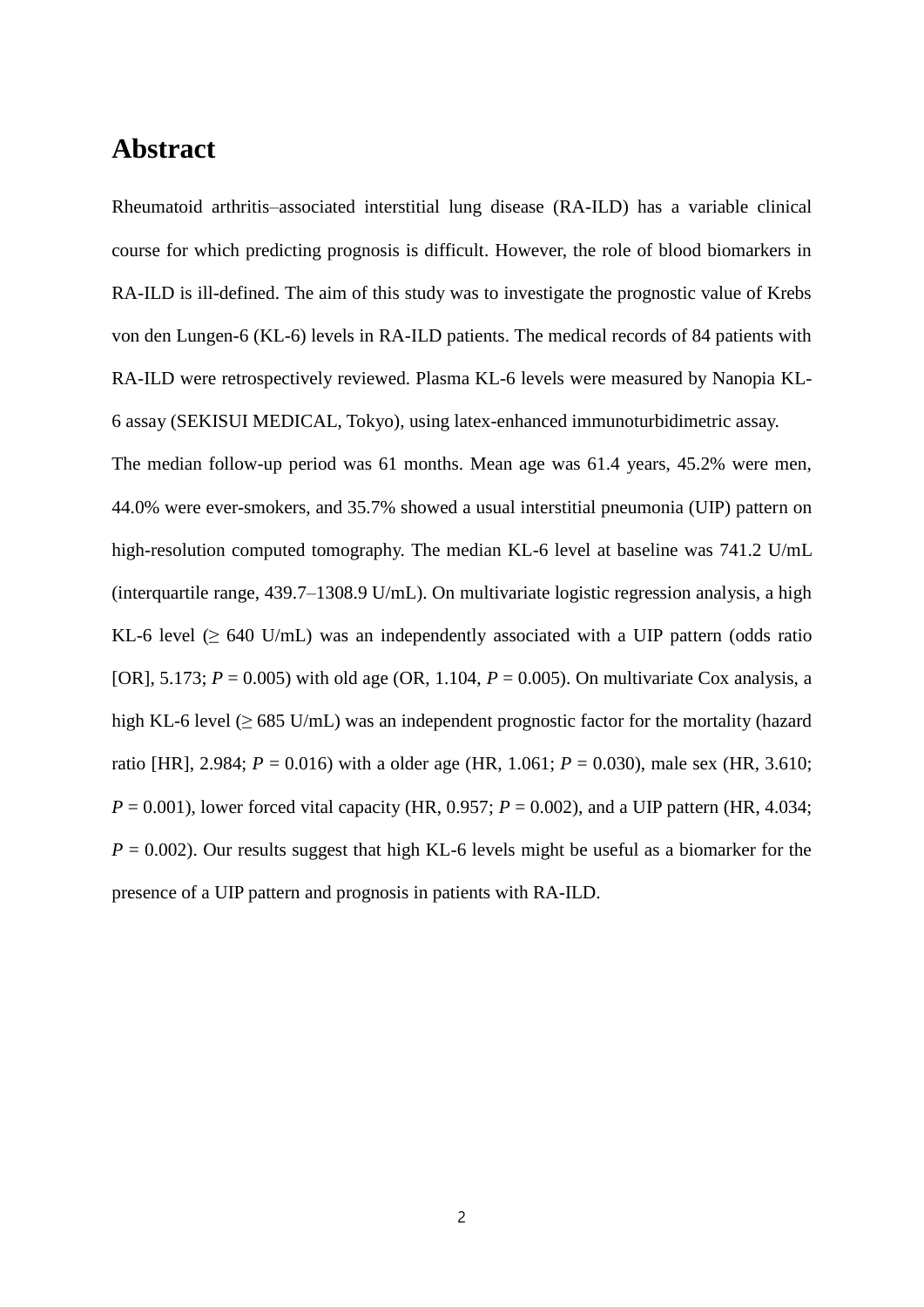# Abstract

Rheumatoid arthritis–associated interstitial lung disease (RA-ILD) has a variable clinical course for which predicting prognosis is difficult. However, the role of blood biomarkers in RA-ILD is ill-defined. The aim of this study was to investigate the prognostic value of Krebs von den Lungen-6 (KL-6) levels in RA-ILD patients. The medical records of 84 patients with RA-ILD were retrospectively reviewed. Plasma KL-6 levels were measured by Nanopia KL-6 assay (SEKISUI MEDICAL, Tokyo), using latex-enhanced immunoturbidimetric assay.

The median follow-up period was 61 months. Mean age was 61.4 years, 45.2% were men, 44.0% were ever-smokers, and 35.7% showed a usual interstitial pneumonia (UIP) pattern on high-resolution computed tomography. The median KL-6 level at baseline was 741.2 U/mL (interquartile range, 439.7–1308.9 U/mL). On multivariate logistic regression analysis, a high KL-6 level (≥ 640 U/mL) was an independently associated with a UIP pattern (odds ratio [OR], 5.173; *P* = 0.005) with old age (OR, 1.104, *P* = 0.005). On multivariate Cox analysis, a high KL-6 level (≥ 685 U/mL) was an independent prognostic factor for the mortality (hazard ratio [HR], 2.984; *P* = 0.016) with a older age (HR, 1.061; *P* = 0.030), male sex (HR, 3.610; *P* = 0.001), lower forced vital capacity (HR, 0.957; *P* = 0.002), and a UIP pattern (HR, 4.034; *P* = 0.002). Our results suggest that high KL-6 levels might be useful as a biomarker for the presence of a UIP pattern and prognosis in patients with RA-ILD.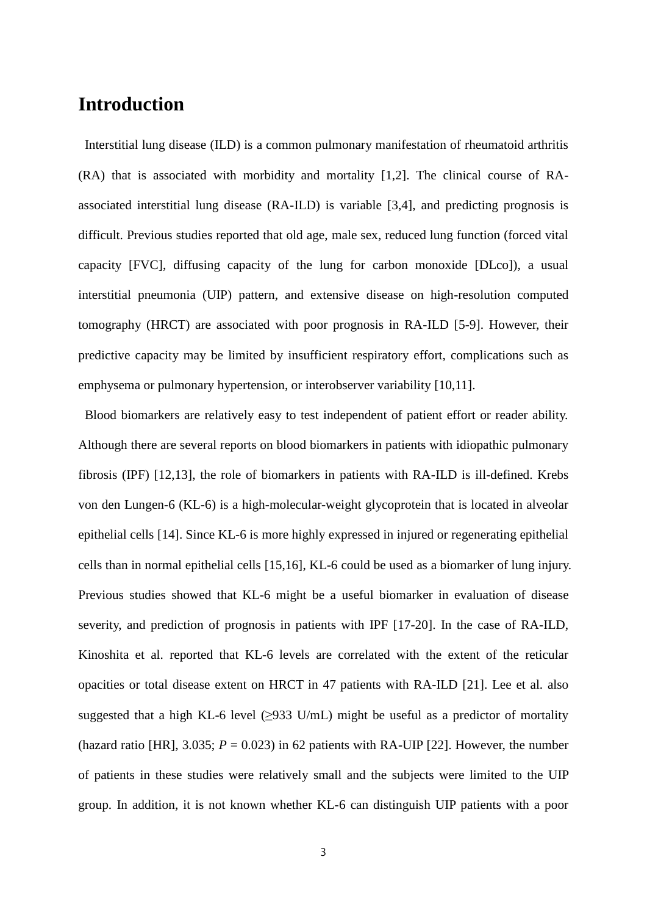# Introduction

Interstitial lung disease (ILD) is a common pulmonary manifestation of rheumatoid arthritis (RA) that is associated with morbidity and mortality [1,2]. The clinical course of RA-associated interstitial lung disease (RA-ILD) is variable [3,4], and predicting prognosis is difficult. Previous studies reported that old age, male sex, reduced lung function (forced vital capacity [FVC], diffusing capacity of the lung for carbon monoxide [DLco]), a usual interstitial pneumonia (UIP) pattern, and extensive disease on high-resolution computed tomography (HRCT) are associated with poor prognosis in RA-ILD [5-9]. However, their predictive capacity may be limited by insufficient respiratory effort, complications such as emphysema or pulmonary hypertension, or interobserver variability [10,11].

Blood biomarkers are relatively easy to test independent of patient effort or reader ability. Although there are several reports on blood biomarkers in patients with idiopathic pulmonary fibrosis (IPF) [12,13], the role of biomarkers in patients with RA-ILD is ill-defined. Krebs von den Lungen-6 (KL-6) is a high-molecular-weight glycoprotein that is located in alveolar epithelial cells [14]. Since KL-6 is more highly expressed in injured or regenerating epithelial cells than in normal epithelial cells [15,16], KL-6 could be used as a biomarker of lung injury. Previous studies showed that KL-6 might be a useful biomarker in evaluation of disease severity, and prediction of prognosis in patients with IPF [17-20]. In the case of RA-ILD, Kinoshita et al. reported that KL-6 levels are correlated with the extent of the reticular opacities or total disease extent on HRCT in 47 patients with RA-ILD [21]. Lee et al. also suggested that a high KL-6 level (≥933 U/mL) might be useful as a predictor of mortality (hazard ratio [HR], 3.035; $P = 0.023$) in 62 patients with RA-UIP [22]. However, the number of patients in these studies were relatively small and the subjects were limited to the UIP group. In addition, it is not known whether KL-6 can distinguish UIP patients with a poor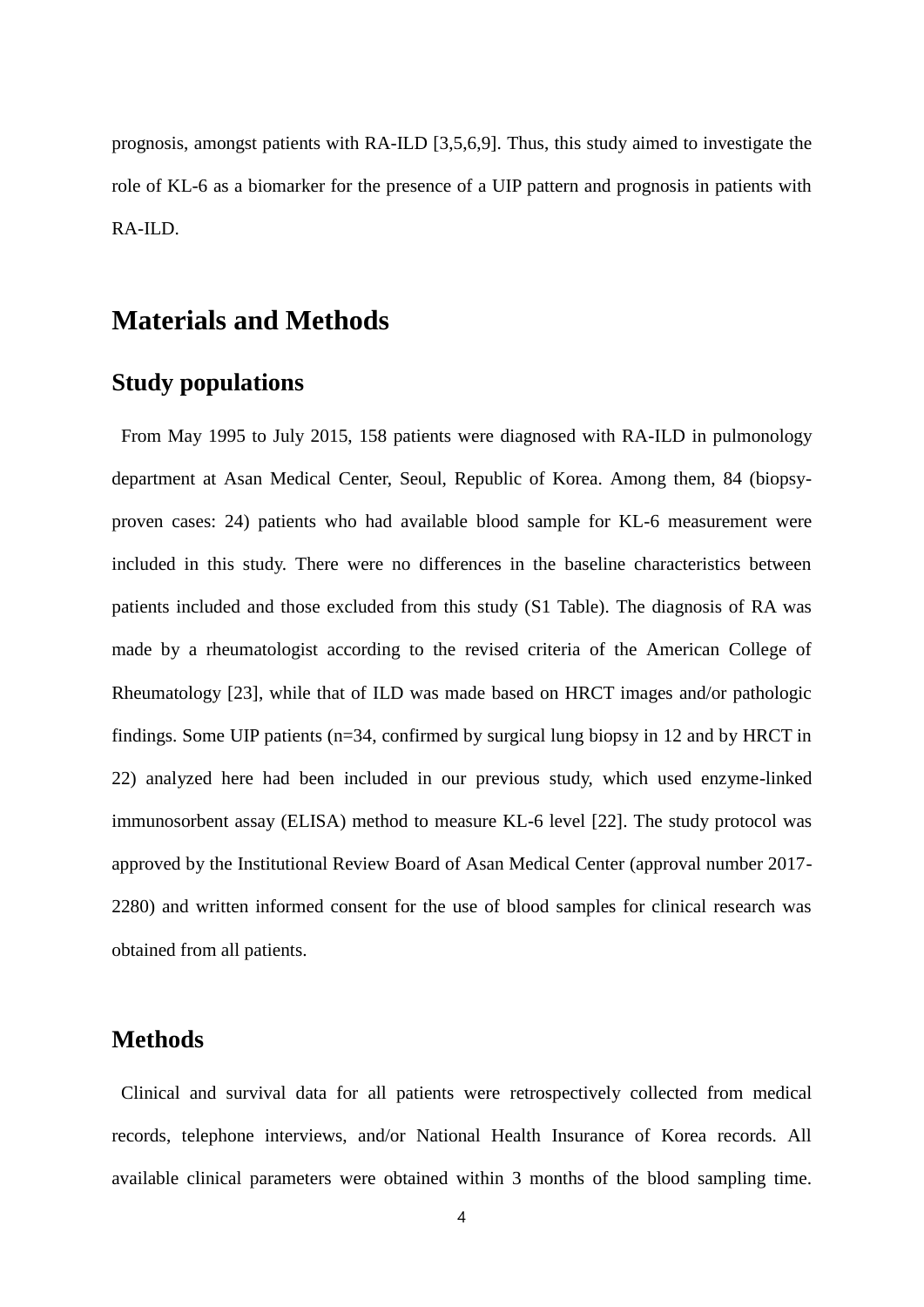prognosis, amongst patients with RA-ILD [3,5,6,9]. Thus, this study aimed to investigate the role of KL-6 as a biomarker for the presence of a UIP pattern and prognosis in patients with RA-ILD.

# Materials and Methods

## Study populations

From May 1995 to July 2015, 158 patients were diagnosed with RA-ILD in pulmonology department at Asan Medical Center, Seoul, Republic of Korea. Among them, 84 (biopsy-proven cases: 24) patients who had available blood sample for KL-6 measurement were included in this study. There were no differences in the baseline characteristics between patients included and those excluded from this study (S1 Table). The diagnosis of RA was made by a rheumatologist according to the revised criteria of the American College of Rheumatology [23], while that of ILD was made based on HRCT images and/or pathologic findings. Some UIP patients (n=34, confirmed by surgical lung biopsy in 12 and by HRCT in 22) analyzed here had been included in our previous study, which used enzyme-linked immunosorbent assay (ELISA) method to measure KL-6 level [22]. The study protocol was approved by the Institutional Review Board of Asan Medical Center (approval number 2017-2280) and written informed consent for the use of blood samples for clinical research was obtained from all patients.

## Methods

Clinical and survival data for all patients were retrospectively collected from medical records, telephone interviews, and/or National Health Insurance of Korea records. All available clinical parameters were obtained within 3 months of the blood sampling time.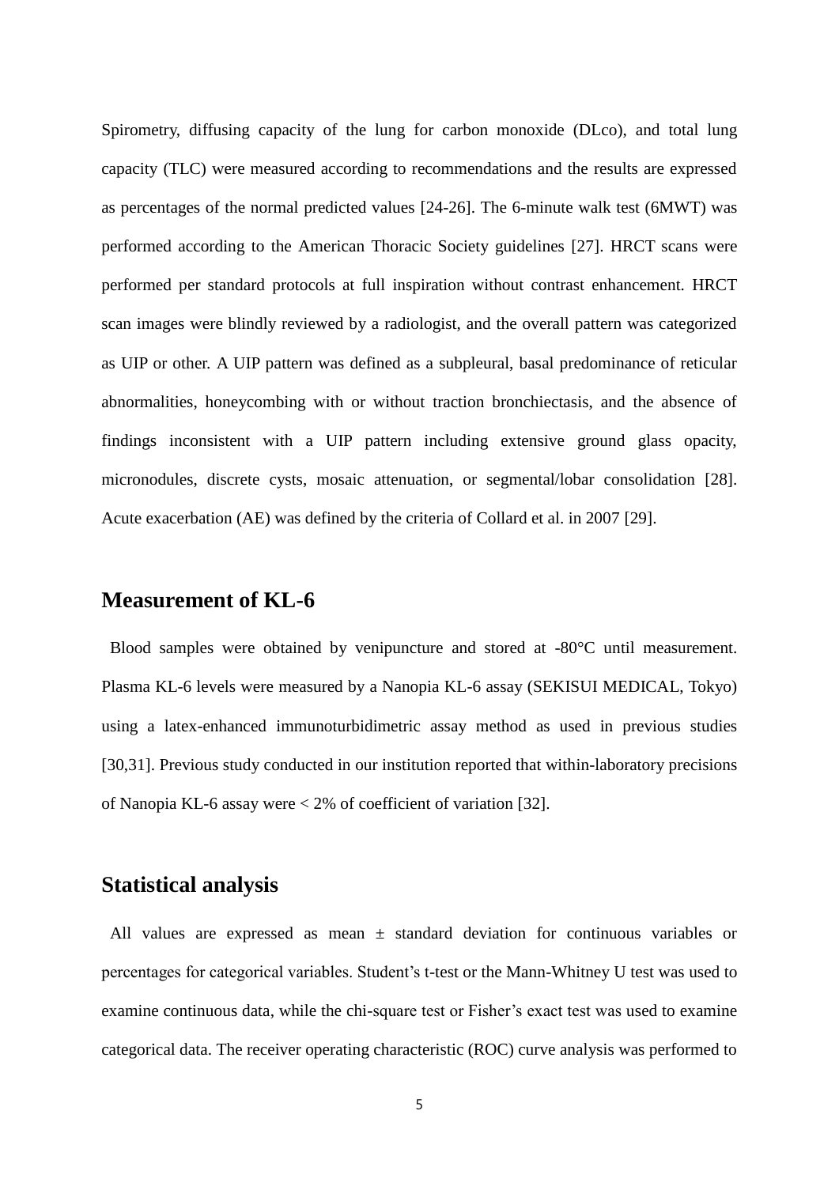Spirometry, diffusing capacity of the lung for carbon monoxide (DLco), and total lung capacity (TLC) were measured according to recommendations and the results are expressed as percentages of the normal predicted values [24-26]. The 6-minute walk test (6MWT) was performed according to the American Thoracic Society guidelines [27]. HRCT scans were performed per standard protocols at full inspiration without contrast enhancement. HRCT scan images were blindly reviewed by a radiologist, and the overall pattern was categorized as UIP or other. A UIP pattern was defined as a subpleural, basal predominance of reticular abnormalities, honeycombing with or without traction bronchiectasis, and the absence of findings inconsistent with a UIP pattern including extensive ground glass opacity, micronodules, discrete cysts, mosaic attenuation, or segmental/lobar consolidation [28]. Acute exacerbation (AE) was defined by the criteria of Collard et al. in 2007 [29].

## Measurement of KL-6

Blood samples were obtained by venipuncture and stored at -80°C until measurement. Plasma KL-6 levels were measured by a Nanopia KL-6 assay (SEKISUI MEDICAL, Tokyo) using a latex-enhanced immunoturbidimetric assay method as used in previous studies [30,31]. Previous study conducted in our institution reported that within-laboratory precisions of Nanopia KL-6 assay were < 2% of coefficient of variation [32].

## Statistical analysis

All values are expressed as mean ± standard deviation for continuous variables or percentages for categorical variables. Student's t-test or the Mann-Whitney U test was used to examine continuous data, while the chi-square test or Fisher's exact test was used to examine categorical data. The receiver operating characteristic (ROC) curve analysis was performed to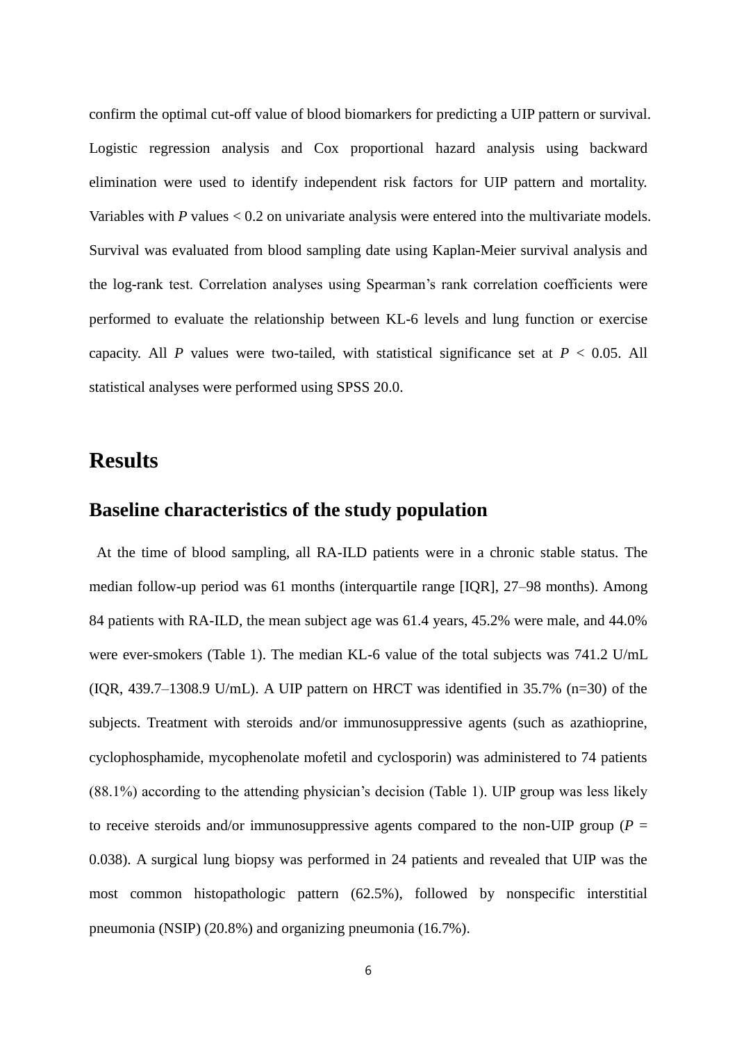confirm the optimal cut-off value of blood biomarkers for predicting a UIP pattern or survival. Logistic regression analysis and Cox proportional hazard analysis using backward elimination were used to identify independent risk factors for UIP pattern and mortality. Variables with $P$ values < 0.2 on univariate analysis were entered into the multivariate models. Survival was evaluated from blood sampling date using Kaplan-Meier survival analysis and the log-rank test. Correlation analyses using Spearman's rank correlation coefficients were performed to evaluate the relationship between KL-6 levels and lung function or exercise capacity. All $P$ values were two-tailed, with statistical significance set at $P < 0.05$. All statistical analyses were performed using SPSS 20.0.

# Results

## Baseline characteristics of the study population

At the time of blood sampling, all RA-ILD patients were in a chronic stable status. The median follow-up period was 61 months (interquartile range [IQR], 27–98 months). Among 84 patients with RA-ILD, the mean subject age was 61.4 years, 45.2% were male, and 44.0% were ever-smokers (Table 1). The median KL-6 value of the total subjects was 741.2 U/mL (IQR, 439.7–1308.9 U/mL). A UIP pattern on HRCT was identified in 35.7% (n=30) of the subjects. Treatment with steroids and/or immunosuppressive agents (such as azathioprine, cyclophosphamide, mycophenolate mofetil and cyclosporin) was administered to 74 patients (88.1%) according to the attending physician's decision (Table 1). UIP group was less likely to receive steroids and/or immunosuppressive agents compared to the non-UIP group ($P$ = 0.038). A surgical lung biopsy was performed in 24 patients and revealed that UIP was the most common histopathologic pattern (62.5%), followed by nonspecific interstitial pneumonia (NSIP) (20.8%) and organizing pneumonia (16.7%).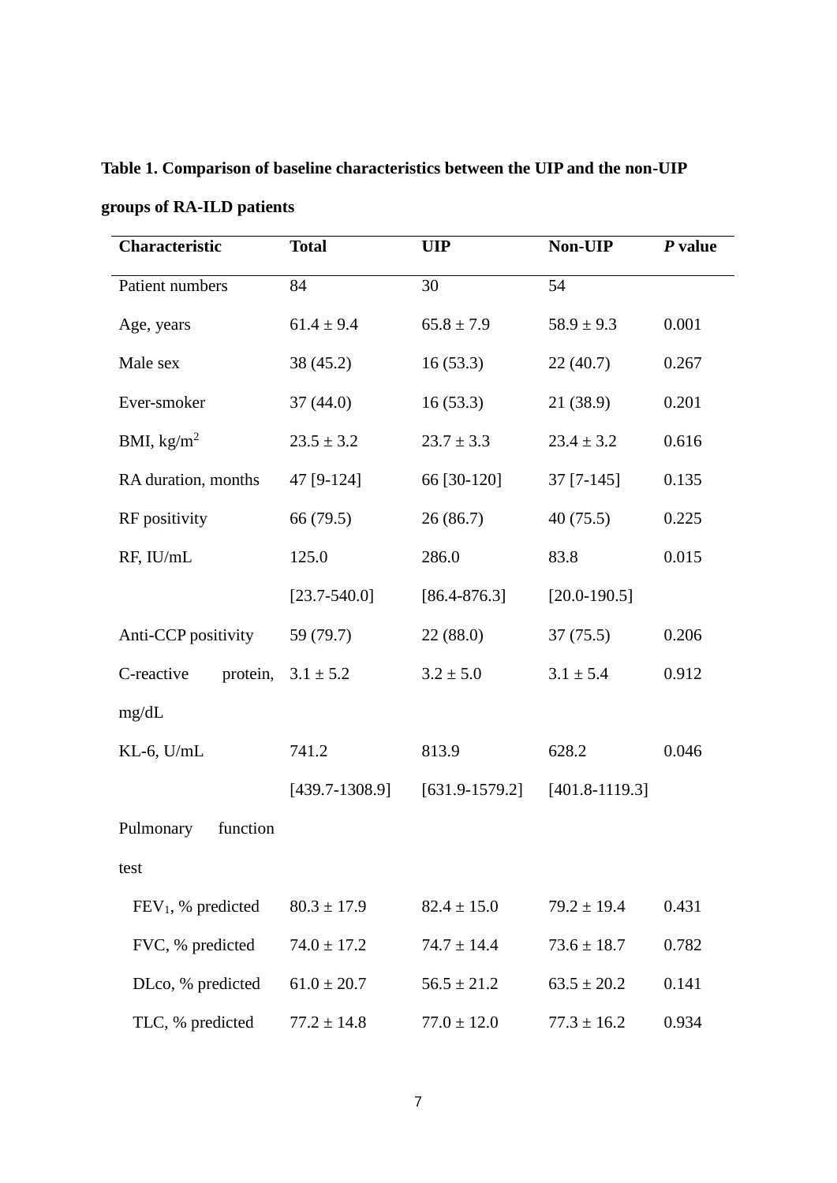**Table 1. Comparison of baseline characteristics between the UIP and the non-UIP groups of RA-ILD patients**

| Characteristic | Total | UIP | Non-UIP | *P* value |
|---|---|---|---|---|
| Patient numbers | 84 | 30 | 54 | |
| Age, years | 61.4 ± 9.4 | 65.8 ± 7.9 | 58.9 ± 9.3 | 0.001 |
| Male sex | 38 (45.2) | 16 (53.3) | 22 (40.7) | 0.267 |
| Ever-smoker | 37 (44.0) | 16 (53.3) | 21 (38.9) | 0.201 |
| BMI, $kg/m^2$ | 23.5 ± 3.2 | 23.7 ± 3.3 | 23.4 ± 3.2 | 0.616 |
| RA duration, months | 47 [9-124] | 66 [30-120] | 37 [7-145] | 0.135 |
| RF positivity | 66 (79.5) | 26 (86.7) | 40 (75.5) | 0.225 |
| RF, IU/mL | 125.0 [23.7-540.0] | 286.0 [86.4-876.3] | 83.8 [20.0-190.5] | 0.015 |
| Anti-CCP positivity | 59 (79.7) | 22 (88.0) | 37 (75.5) | 0.206 |
| C-reactive protein, mg/dL | 3.1 ± 5.2 | 3.2 ± 5.0 | 3.1 ± 5.4 | 0.912 |
| KL-6, U/mL | 741.2 [439.7-1308.9] | 813.9 [631.9-1579.2] | 628.2 [401.8-1119.3] | 0.046 |
| Pulmonary function test | | | | |
| $FEV_1$, % predicted | 80.3 ± 17.9 | 82.4 ± 15.0 | 79.2 ± 19.4 | 0.431 |
| FVC, % predicted | 74.0 ± 17.2 | 74.7 ± 14.4 | 73.6 ± 18.7 | 0.782 |
| DLco, % predicted | 61.0 ± 20.7 | 56.5 ± 21.2 | 63.5 ± 20.2 | 0.141 |
| TLC, % predicted | 77.2 ± 14.8 | 77.0 ± 12.0 | 77.3 ± 16.2 | 0.934 |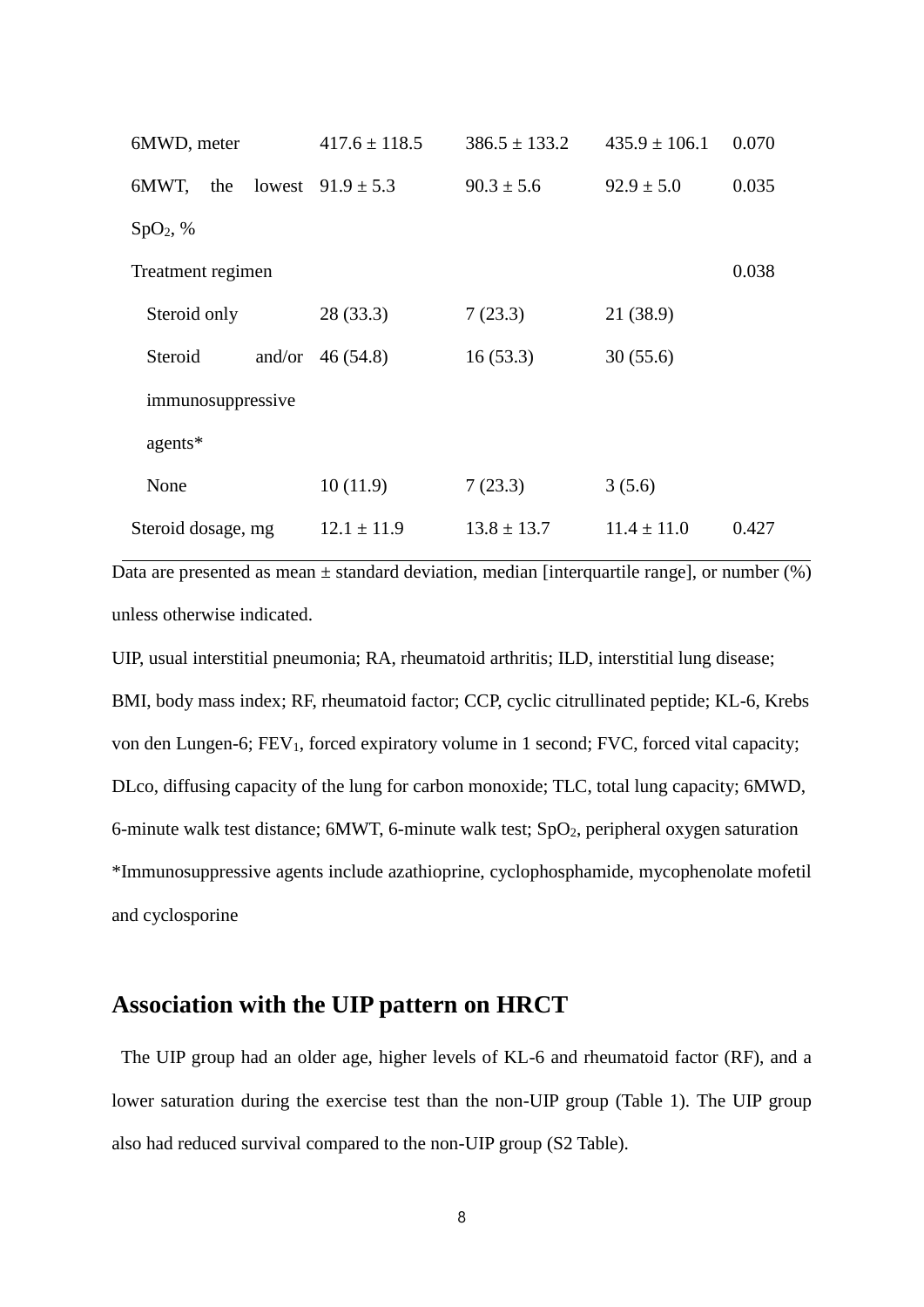| | | | | |
|---|---|---|---|---|
| 6MWD, meter | 417.6 ± 118.5 | 386.5 ± 133.2 | 435.9 ± 106.1 | 0.070 |
| 6MWT, the lowest $SpO_2$, % | 91.9 ± 5.3 | 90.3 ± 5.6 | 92.9 ± 5.0 | 0.035 |
| Treatment regimen | | | | 0.038 |
| Steroid only | 28 (33.3) | 7 (23.3) | 21 (38.9) | |
| Steroid and/or immunosuppressive agents* | 46 (54.8) | 16 (53.3) | 30 (55.6) | |
| None | 10 (11.9) | 7 (23.3) | 3 (5.6) | |
| Steroid dosage, mg | 12.1 ± 11.9 | 13.8 ± 13.7 | 11.4 ± 11.0 | 0.427 |

Data are presented as mean ± standard deviation, median [interquartile range], or number (%) unless otherwise indicated.

UIP, usual interstitial pneumonia; RA, rheumatoid arthritis; ILD, interstitial lung disease; BMI, body mass index; RF, rheumatoid factor; CCP, cyclic citrullinated peptide; KL-6, Krebs von den Lungen-6; $FEV_1$, forced expiratory volume in 1 second; FVC, forced vital capacity; DLco, diffusing capacity of the lung for carbon monoxide; TLC, total lung capacity; 6MWD, 6-minute walk test distance; 6MWT, 6-minute walk test; $SpO_2$, peripheral oxygen saturation

*Immunosuppressive agents include azathioprine, cyclophosphamide, mycophenolate mofetil and cyclosporine

## Association with the UIP pattern on HRCT

The UIP group had an older age, higher levels of KL-6 and rheumatoid factor (RF), and a lower saturation during the exercise test than the non-UIP group (Table 1). The UIP group also had reduced survival compared to the non-UIP group (S2 Table).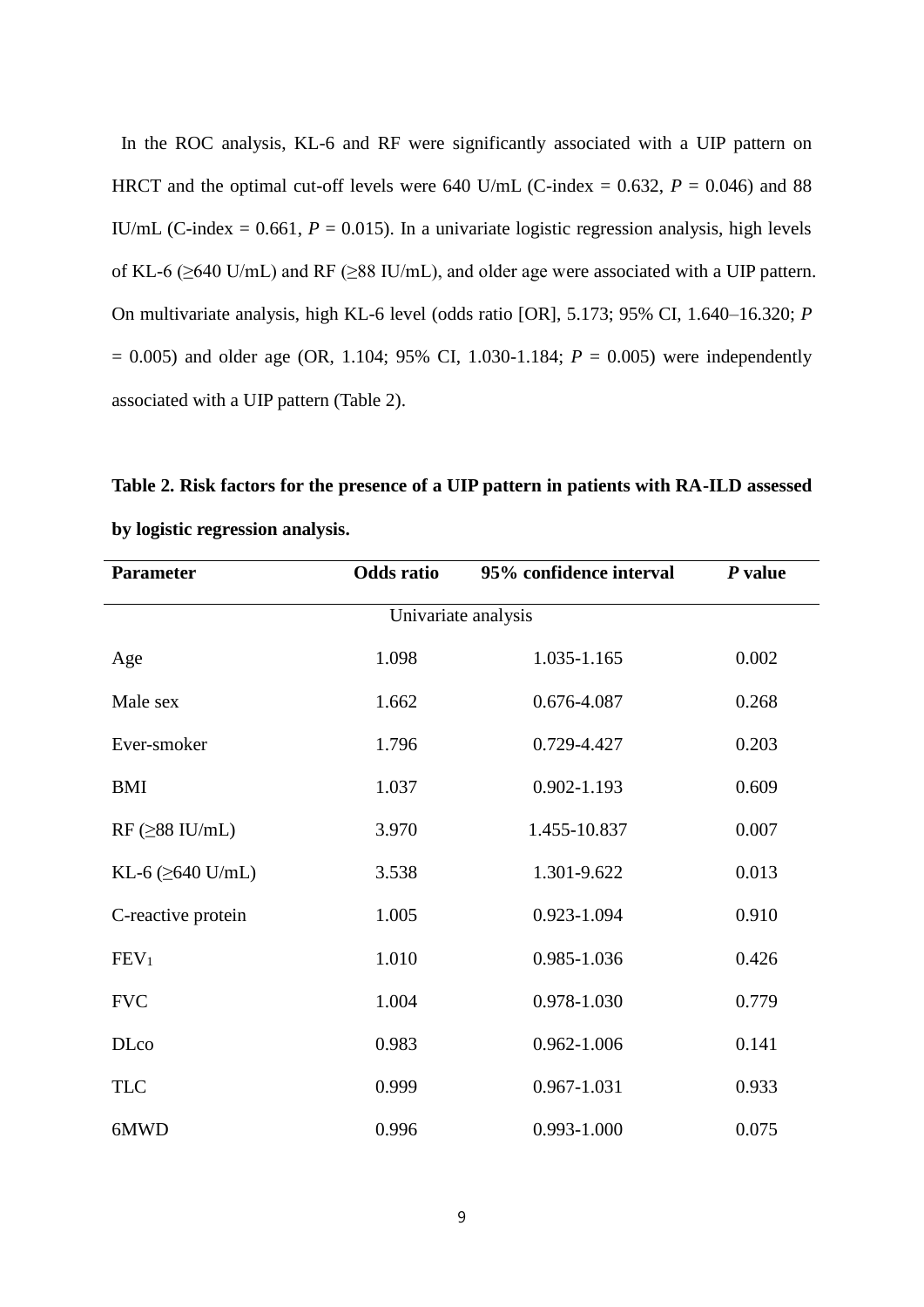In the ROC analysis, KL-6 and RF were significantly associated with a UIP pattern on HRCT and the optimal cut-off levels were 640 U/mL (C-index = 0.632, $P$ = 0.046) and 88 IU/mL (C-index = 0.661, $P$ = 0.015). In a univariate logistic regression analysis, high levels of KL-6 (≥640 U/mL) and RF (≥88 IU/mL), and older age were associated with a UIP pattern. On multivariate analysis, high KL-6 level (odds ratio [OR], 5.173; 95% CI, 1.640–16.320; $P$ = 0.005) and older age (OR, 1.104; 95% CI, 1.030-1.184; $P$ = 0.005) were independently associated with a UIP pattern (Table 2).

**Table 2. Risk factors for the presence of a UIP pattern in patients with RA-ILD assessed by logistic regression analysis.**

| Parameter | Odds ratio | 95% confidence interval | *P* value |
|---|---|---|---|
| Univariate analysis | | | |
| Age | 1.098 | 1.035-1.165 | 0.002 |
| Male sex | 1.662 | 0.676-4.087 | 0.268 |
| Ever-smoker | 1.796 | 0.729-4.427 | 0.203 |
| BMI | 1.037 | 0.902-1.193 | 0.609 |
| RF (≥88 IU/mL) | 3.970 | 1.455-10.837 | 0.007 |
| KL-6 (≥640 U/mL) | 3.538 | 1.301-9.622 | 0.013 |
| C-reactive protein | 1.005 | 0.923-1.094 | 0.910 |
| $FEV_1$ | 1.010 | 0.985-1.036 | 0.426 |
| FVC | 1.004 | 0.978-1.030 | 0.779 |
| DLco | 0.983 | 0.962-1.006 | 0.141 |
| TLC | 0.999 | 0.967-1.031 | 0.933 |
| 6MWD | 0.996 | 0.993-1.000 | 0.075 |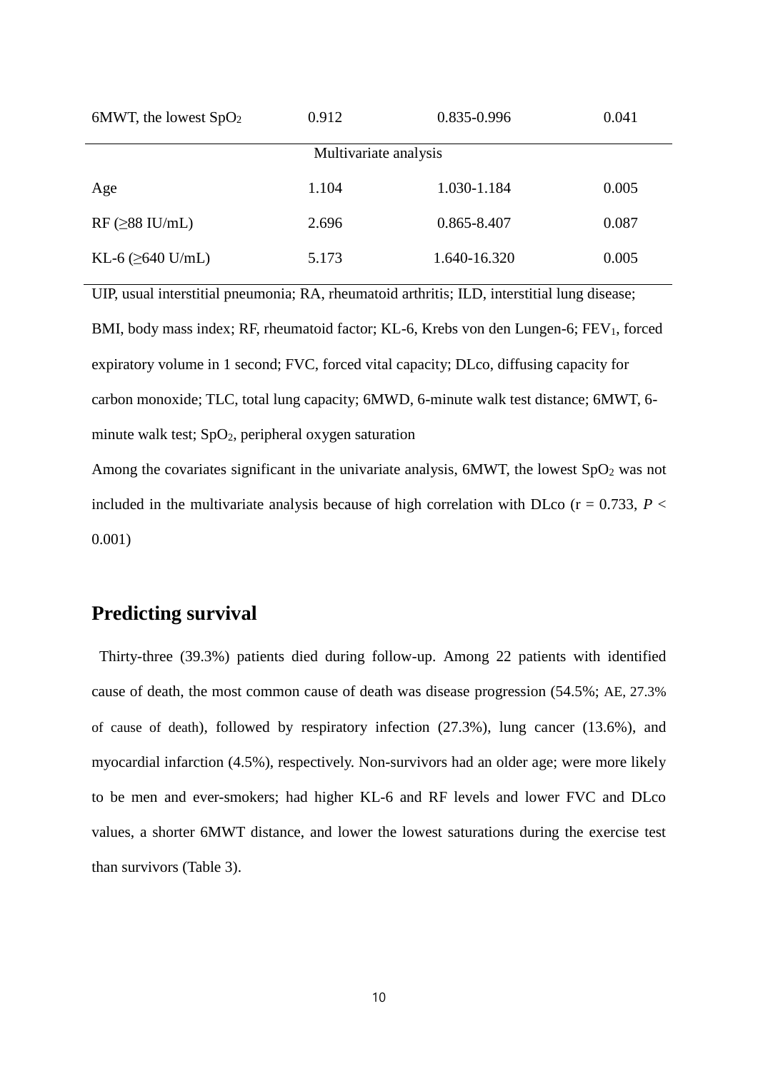| | | | |
|---|---|---|---|
| 6MWT, the lowest $SpO_2$ | 0.912 | 0.835-0.996 | 0.041 |
| Multivariate analysis | | | |
| Age | 1.104 | 1.030-1.184 | 0.005 |
| RF (≥88 IU/mL) | 2.696 | 0.865-8.407 | 0.087 |
| KL-6 (≥640 U/mL) | 5.173 | 1.640-16.320 | 0.005 |

UIP, usual interstitial pneumonia; RA, rheumatoid arthritis; ILD, interstitial lung disease; BMI, body mass index; RF, rheumatoid factor; KL-6, Krebs von den Lungen-6; $FEV_1$, forced expiratory volume in 1 second; FVC, forced vital capacity; DLco, diffusing capacity for carbon monoxide; TLC, total lung capacity; 6MWD, 6-minute walk test distance; 6MWT, 6-minute walk test; $SpO_2$, peripheral oxygen saturation

Among the covariates significant in the univariate analysis, 6MWT, the lowest $SpO_2$ was not included in the multivariate analysis because of high correlation with DLco (r = 0.733, $P < 0.001$)

## Predicting survival

Thirty-three (39.3%) patients died during follow-up. Among 22 patients with identified cause of death, the most common cause of death was disease progression (54.5%; AE, 27.3% of cause of death), followed by respiratory infection (27.3%), lung cancer (13.6%), and myocardial infarction (4.5%), respectively. Non-survivors had an older age; were more likely to be men and ever-smokers; had higher KL-6 and RF levels and lower FVC and DLco values, a shorter 6MWT distance, and lower the lowest saturations during the exercise test than survivors (Table 3).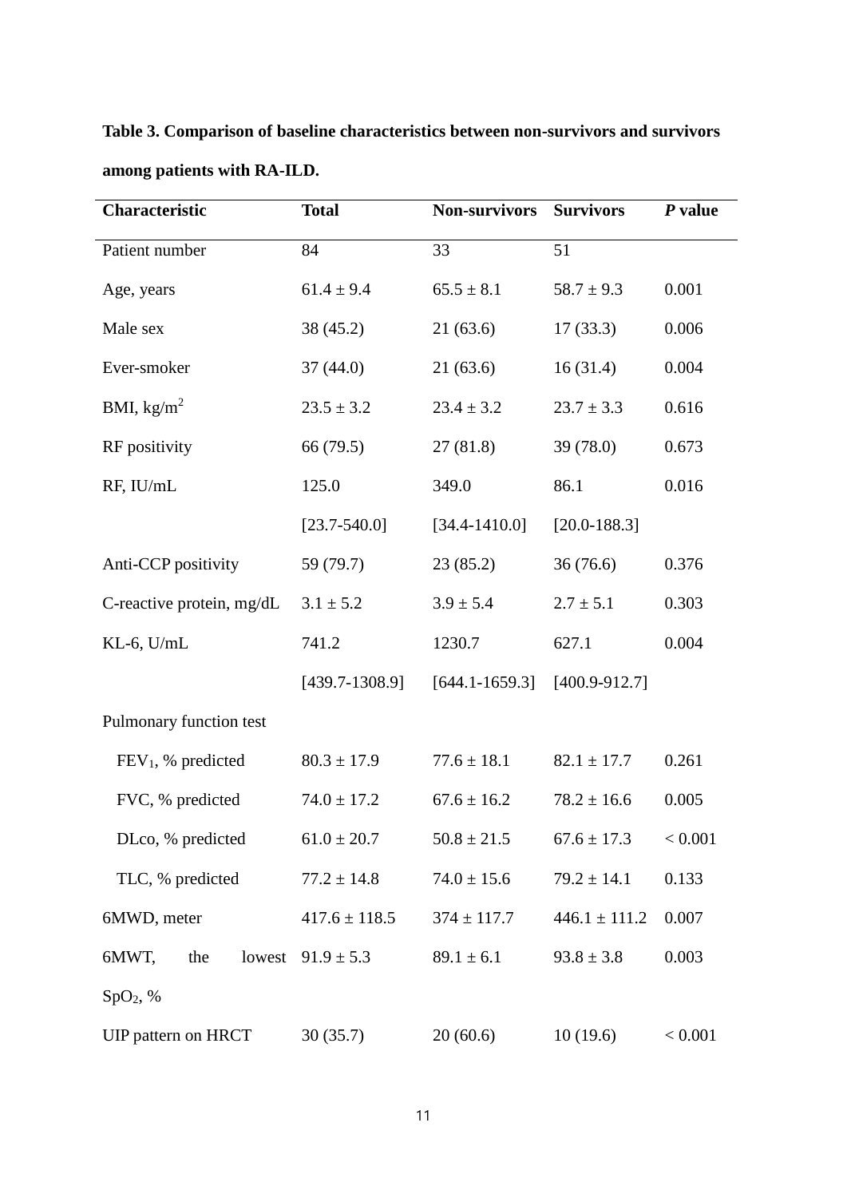**Table 3. Comparison of baseline characteristics between non-survivors and survivors among patients with RA-ILD.**

| Characteristic | Total | Non-survivors | Survivors | *P* value |
|---|---|---|---|---|
| Patient number | 84 | 33 | 51 | |
| Age, years | 61.4 ± 9.4 | 65.5 ± 8.1 | 58.7 ± 9.3 | 0.001 |
| Male sex | 38 (45.2) | 21 (63.6) | 17 (33.3) | 0.006 |
| Ever-smoker | 37 (44.0) | 21 (63.6) | 16 (31.4) | 0.004 |
| BMI, kg/m$^2$ | 23.5 ± 3.2 | 23.4 ± 3.2 | 23.7 ± 3.3 | 0.616 |
| RF positivity | 66 (79.5) | 27 (81.8) | 39 (78.0) | 0.673 |
| RF, IU/mL | 125.0 [23.7-540.0] | 349.0 [34.4-1410.0] | 86.1 [20.0-188.3] | 0.016 |
| Anti-CCP positivity | 59 (79.7) | 23 (85.2) | 36 (76.6) | 0.376 |
| C-reactive protein, mg/dL | 3.1 ± 5.2 | 3.9 ± 5.4 | 2.7 ± 5.1 | 0.303 |
| KL-6, U/mL | 741.2 [439.7-1308.9] | 1230.7 [644.1-1659.3] | 627.1 [400.9-912.7] | 0.004 |
| Pulmonary function test | | | | |
| $FEV_1$, % predicted | 80.3 ± 17.9 | 77.6 ± 18.1 | 82.1 ± 17.7 | 0.261 |
| FVC, % predicted | 74.0 ± 17.2 | 67.6 ± 16.2 | 78.2 ± 16.6 | 0.005 |
| DLco, % predicted | 61.0 ± 20.7 | 50.8 ± 21.5 | 67.6 ± 17.3 | < 0.001 |
| TLC, % predicted | 77.2 ± 14.8 | 74.0 ± 15.6 | 79.2 ± 14.1 | 0.133 |
| 6MWD, meter | 417.6 ± 118.5 | 374 ± 117.7 | 446.1 ± 111.2 | 0.007 |
| 6MWT, the lowest $SpO_2$, % | 91.9 ± 5.3 | 89.1 ± 6.1 | 93.8 ± 3.8 | 0.003 |
| UIP pattern on HRCT | 30 (35.7) | 20 (60.6) | 10 (19.6) | < 0.001 |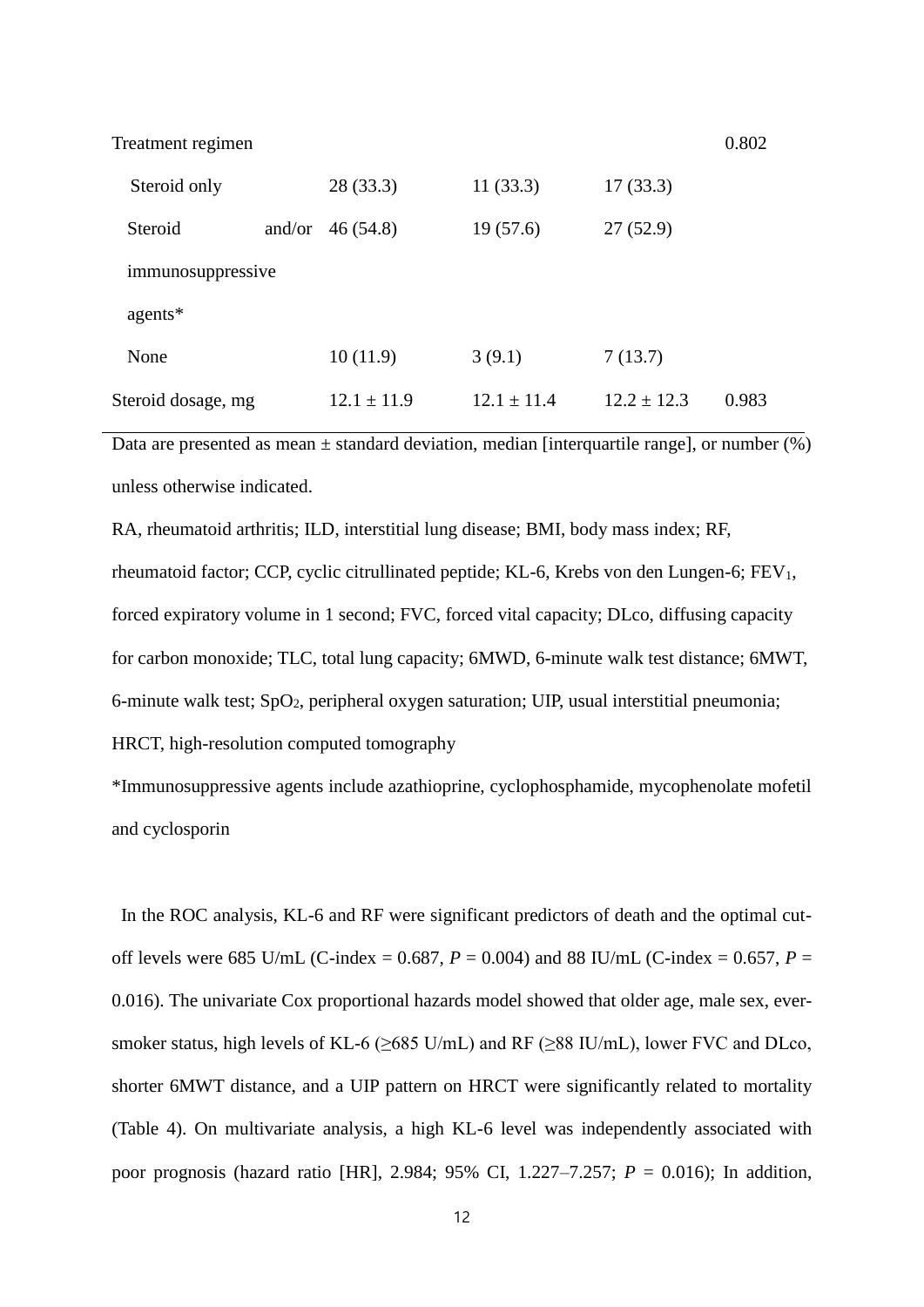| | | | | |
|---|---|---|---|---|
| Treatment regimen | | | | 0.802 |
| Steroid only | 28 (33.3) | 11 (33.3) | 17 (33.3) | |
| Steroid and/or immunosuppressive agents* | 46 (54.8) | 19 (57.6) | 27 (52.9) | |
| None | 10 (11.9) | 3 (9.1) | 7 (13.7) | |
| Steroid dosage, mg | 12.1 ± 11.9 | 12.1 ± 11.4 | 12.2 ± 12.3 | 0.983 |

Data are presented as mean ± standard deviation, median [interquartile range], or number (%) unless otherwise indicated.

RA, rheumatoid arthritis; ILD, interstitial lung disease; BMI, body mass index; RF, rheumatoid factor; CCP, cyclic citrullinated peptide; KL-6, Krebs von den Lungen-6; $FEV_1$, forced expiratory volume in 1 second; FVC, forced vital capacity; DLco, diffusing capacity for carbon monoxide; TLC, total lung capacity; 6MWD, 6-minute walk test distance; 6MWT, 6-minute walk test; $SpO_2$, peripheral oxygen saturation; UIP, usual interstitial pneumonia; HRCT, high-resolution computed tomography

*Immunosuppressive agents include azathioprine, cyclophosphamide, mycophenolate mofetil and cyclosporin

In the ROC analysis, KL-6 and RF were significant predictors of death and the optimal cut-off levels were 685 U/mL (C-index = 0.687, $P$ = 0.004) and 88 IU/mL (C-index = 0.657, $P$ = 0.016). The univariate Cox proportional hazards model showed that older age, male sex, ever-smoker status, high levels of KL-6 (≥685 U/mL) and RF (≥88 IU/mL), lower FVC and DLco, shorter 6MWT distance, and a UIP pattern on HRCT were significantly related to mortality (Table 4). On multivariate analysis, a high KL-6 level was independently associated with poor prognosis (hazard ratio [HR], 2.984; 95% CI, 1.227–7.257; $P$ = 0.016); In addition,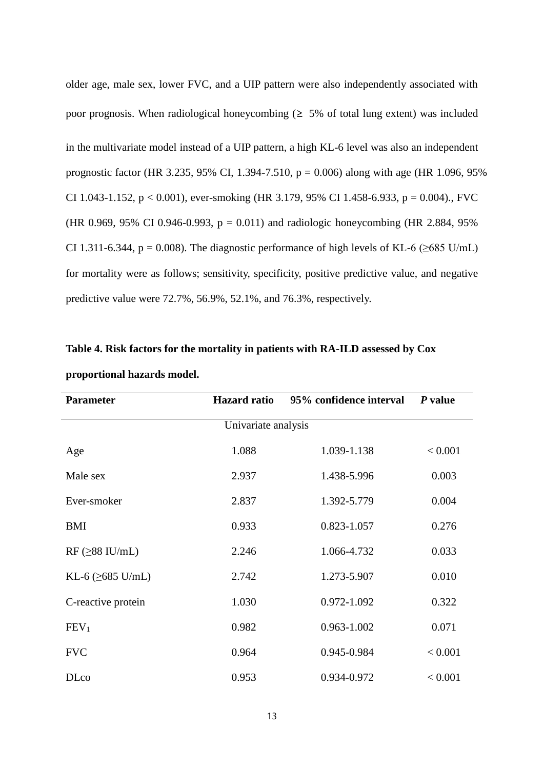older age, male sex, lower FVC, and a UIP pattern were also independently associated with poor prognosis. When radiological honeycombing (≥ 5% of total lung extent) was included in the multivariate model instead of a UIP pattern, a high KL-6 level was also an independent prognostic factor (HR 3.235, 95% CI, 1.394-7.510, $p = 0.006$) along with age (HR 1.096, 95% CI 1.043-1.152, $p < 0.001$), ever-smoking (HR 3.179, 95% CI 1.458-6.933, $p = 0.004$)., FVC (HR 0.969, 95% CI 0.946-0.993, $p = 0.011$) and radiologic honeycombing (HR 2.884, 95% CI 1.311-6.344, $p = 0.008$). The diagnostic performance of high levels of KL-6 (≥685 U/mL) for mortality were as follows; sensitivity, specificity, positive predictive value, and negative predictive value were 72.7%, 56.9%, 52.1%, and 76.3%, respectively.

**Table 4. Risk factors for the mortality in patients with RA-ILD assessed by Cox proportional hazards model.**

| Parameter | Hazard ratio | 95% confidence interval | *P* value |
|---|---|---|---|
| Univariate analysis | | | |
| Age | 1.088 | 1.039-1.138 | < 0.001 |
| Male sex | 2.937 | 1.438-5.996 | 0.003 |
| Ever-smoker | 2.837 | 1.392-5.779 | 0.004 |
| BMI | 0.933 | 0.823-1.057 | 0.276 |
| RF (≥88 IU/mL) | 2.246 | 1.066-4.732 | 0.033 |
| KL-6 (≥685 U/mL) | 2.742 | 1.273-5.907 | 0.010 |
| C-reactive protein | 1.030 | 0.972-1.092 | 0.322 |
| $FEV_1$ | 0.982 | 0.963-1.002 | 0.071 |
| FVC | 0.964 | 0.945-0.984 | < 0.001 |
| DLco | 0.953 | 0.934-0.972 | < 0.001 |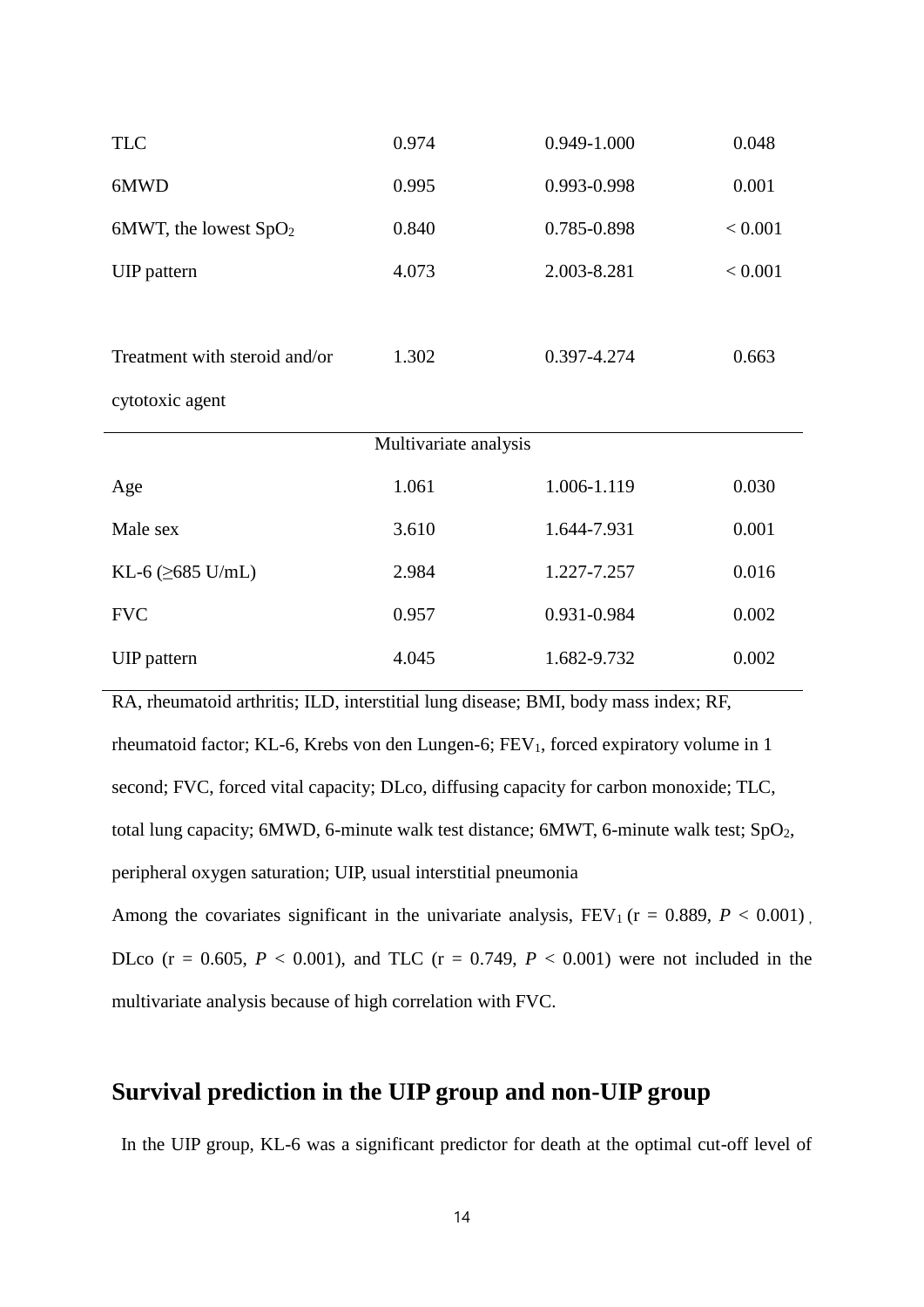| | | | |
|---|---|---|---|
| TLC | 0.974 | 0.949-1.000 | 0.048 |
| 6MWD | 0.995 | 0.993-0.998 | 0.001 |
| 6MWT, the lowest $SpO_2$ | 0.840 | 0.785-0.898 | < 0.001 |
| UIP pattern | 4.073 | 2.003-8.281 | < 0.001 |
| Treatment with steroid and/or cytotoxic agent | 1.302 | 0.397-4.274 | 0.663 |
| Multivariate analysis | | | |
| Age | 1.061 | 1.006-1.119 | 0.030 |
| Male sex | 3.610 | 1.644-7.931 | 0.001 |
| KL-6 (≥685 U/mL) | 2.984 | 1.227-7.257 | 0.016 |
| FVC | 0.957 | 0.931-0.984 | 0.002 |
| UIP pattern | 4.045 | 1.682-9.732 | 0.002 |

RA, rheumatoid arthritis; ILD, interstitial lung disease; BMI, body mass index; RF, rheumatoid factor; KL-6, Krebs von den Lungen-6; $FEV_1$, forced expiratory volume in 1 second; FVC, forced vital capacity; DLco, diffusing capacity for carbon monoxide; TLC, total lung capacity; 6MWD, 6-minute walk test distance; 6MWT, 6-minute walk test; $SpO_2$, peripheral oxygen saturation; UIP, usual interstitial pneumonia

Among the covariates significant in the univariate analysis, $FEV_1$ (r = 0.889, $P$ < 0.001), DLco (r = 0.605, $P$ < 0.001), and TLC (r = 0.749, $P$ < 0.001) were not included in the multivariate analysis because of high correlation with FVC.

## Survival prediction in the UIP group and non-UIP group

In the UIP group, KL-6 was a significant predictor for death at the optimal cut-off level of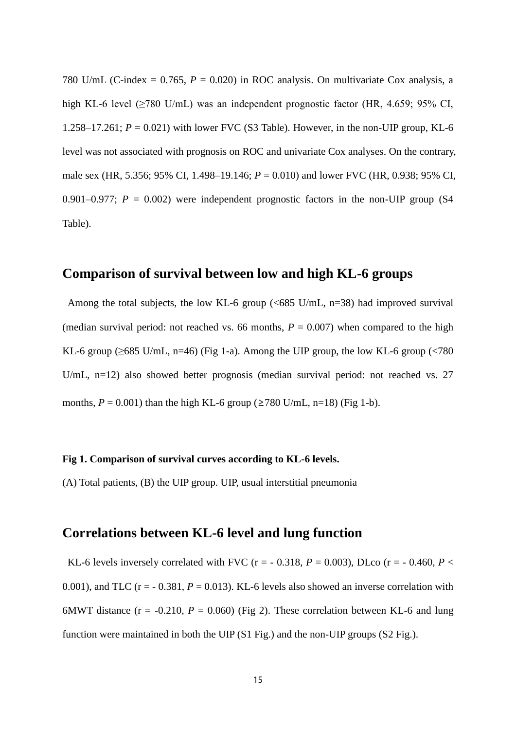780 U/mL (C-index = 0.765, $P$ = 0.020) in ROC analysis. On multivariate Cox analysis, a high KL-6 level (≥780 U/mL) was an independent prognostic factor (HR, 4.659; 95% CI, 1.258–17.261; $P$ = 0.021) with lower FVC (S3 Table). However, in the non-UIP group, KL-6 level was not associated with prognosis on ROC and univariate Cox analyses. On the contrary, male sex (HR, 5.356; 95% CI, 1.498–19.146; $P$ = 0.010) and lower FVC (HR, 0.938; 95% CI, 0.901–0.977; $P$ = 0.002) were independent prognostic factors in the non-UIP group (S4 Table).

## Comparison of survival between low and high KL-6 groups

Among the total subjects, the low KL-6 group (<685 U/mL, n=38) had improved survival (median survival period: not reached vs. 66 months, $P$ = 0.007) when compared to the high KL-6 group (≥685 U/mL, n=46) (Fig 1-a). Among the UIP group, the low KL-6 group (<780 U/mL, n=12) also showed better prognosis (median survival period: not reached vs. 27 months, $P$ = 0.001) than the high KL-6 group (≥780 U/mL, n=18) (Fig 1-b).

**Fig 1. Comparison of survival curves according to KL-6 levels.**

(A) Total patients, (B) the UIP group. UIP, usual interstitial pneumonia

## Correlations between KL-6 level and lung function

KL-6 levels inversely correlated with FVC (r = - 0.318, $P$ = 0.003), DLco (r = - 0.460, $P$ < 0.001), and TLC (r = - 0.381, $P$ = 0.013). KL-6 levels also showed an inverse correlation with 6MWT distance (r = -0.210, $P$ = 0.060) (Fig 2). These correlation between KL-6 and lung function were maintained in both the UIP (S1 Fig.) and the non-UIP groups (S2 Fig.).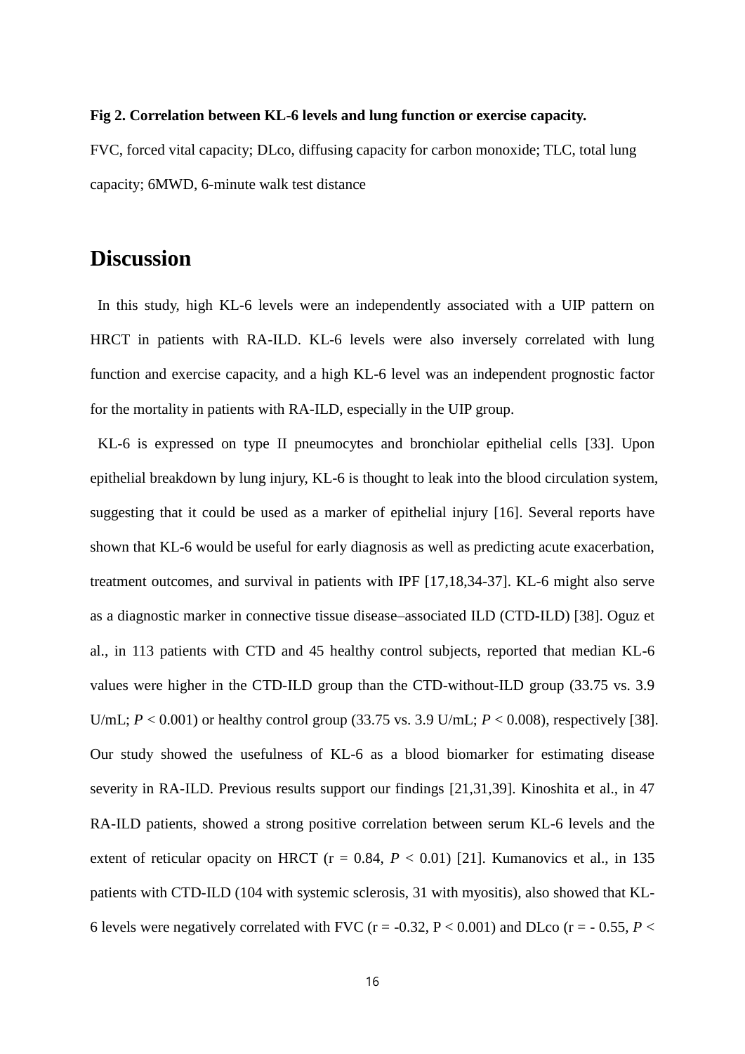**Fig 2. Correlation between KL-6 levels and lung function or exercise capacity.**

FVC, forced vital capacity; DLco, diffusing capacity for carbon monoxide; TLC, total lung capacity; 6MWD, 6-minute walk test distance

# Discussion

In this study, high KL-6 levels were an independently associated with a UIP pattern on HRCT in patients with RA-ILD. KL-6 levels were also inversely correlated with lung function and exercise capacity, and a high KL-6 level was an independent prognostic factor for the mortality in patients with RA-ILD, especially in the UIP group.

KL-6 is expressed on type II pneumocytes and bronchiolar epithelial cells [33]. Upon epithelial breakdown by lung injury, KL-6 is thought to leak into the blood circulation system, suggesting that it could be used as a marker of epithelial injury [16]. Several reports have shown that KL-6 would be useful for early diagnosis as well as predicting acute exacerbation, treatment outcomes, and survival in patients with IPF [17,18,34-37]. KL-6 might also serve as a diagnostic marker in connective tissue disease–associated ILD (CTD-ILD) [38]. Oguz et al., in 113 patients with CTD and 45 healthy control subjects, reported that median KL-6 values were higher in the CTD-ILD group than the CTD-without-ILD group (33.75 vs. 3.9 U/mL; $P < 0.001$) or healthy control group (33.75 vs. 3.9 U/mL; $P < 0.008$), respectively [38]. Our study showed the usefulness of KL-6 as a blood biomarker for estimating disease severity in RA-ILD. Previous results support our findings [21,31,39]. Kinoshita et al., in 47 RA-ILD patients, showed a strong positive correlation between serum KL-6 levels and the extent of reticular opacity on HRCT ($r = 0.84$, $P < 0.01$) [21]. Kumanovics et al., in 135 patients with CTD-ILD (104 with systemic sclerosis, 31 with myositis), also showed that KL-6 levels were negatively correlated with FVC ($r = -0.32$, $P < 0.001$) and DLco ($r = -0.55$, $P <$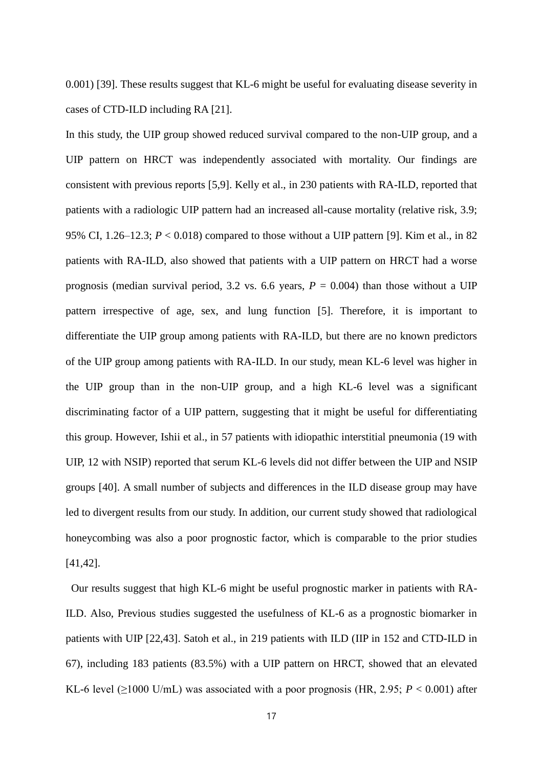0.001) [39]. These results suggest that KL-6 might be useful for evaluating disease severity in cases of CTD-ILD including RA [21].

In this study, the UIP group showed reduced survival compared to the non-UIP group, and a UIP pattern on HRCT was independently associated with mortality. Our findings are consistent with previous reports [5,9]. Kelly et al., in 230 patients with RA-ILD, reported that patients with a radiologic UIP pattern had an increased all-cause mortality (relative risk, 3.9; 95% CI, 1.26–12.3; $P < 0.018$) compared to those without a UIP pattern [9]. Kim et al., in 82 patients with RA-ILD, also showed that patients with a UIP pattern on HRCT had a worse prognosis (median survival period, 3.2 vs. 6.6 years, $P = 0.004$) than those without a UIP pattern irrespective of age, sex, and lung function [5]. Therefore, it is important to differentiate the UIP group among patients with RA-ILD, but there are no known predictors of the UIP group among patients with RA-ILD. In our study, mean KL-6 level was higher in the UIP group than in the non-UIP group, and a high KL-6 level was a significant discriminating factor of a UIP pattern, suggesting that it might be useful for differentiating this group. However, Ishii et al., in 57 patients with idiopathic interstitial pneumonia (19 with UIP, 12 with NSIP) reported that serum KL-6 levels did not differ between the UIP and NSIP groups [40]. A small number of subjects and differences in the ILD disease group may have led to divergent results from our study. In addition, our current study showed that radiological honeycombing was also a poor prognostic factor, which is comparable to the prior studies [41,42].

Our results suggest that high KL-6 might be useful prognostic marker in patients with RA-ILD. Also, Previous studies suggested the usefulness of KL-6 as a prognostic biomarker in patients with UIP [22,43]. Satoh et al., in 219 patients with ILD (IIP in 152 and CTD-ILD in 67), including 183 patients (83.5%) with a UIP pattern on HRCT, showed that an elevated KL-6 level (≥1000 U/mL) was associated with a poor prognosis (HR, 2.95; $P < 0.001$) after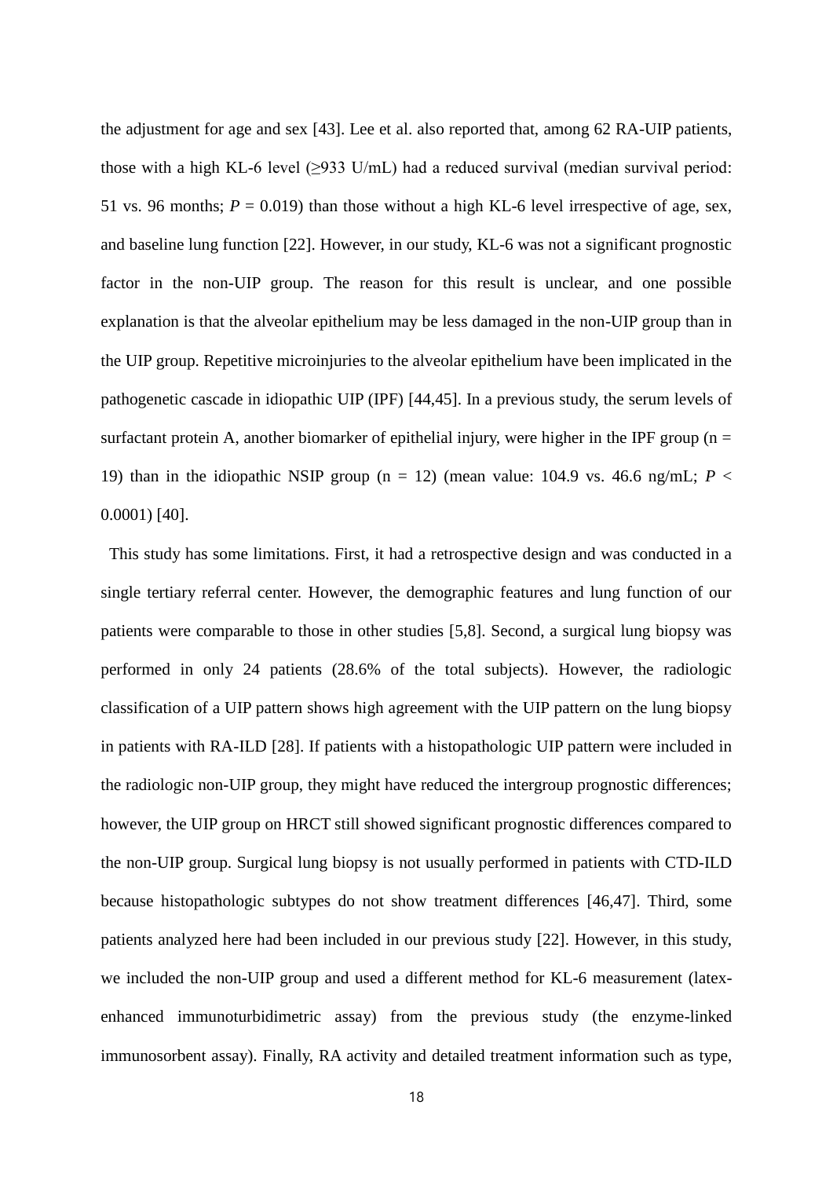the adjustment for age and sex [43]. Lee et al. also reported that, among 62 RA-UIP patients, those with a high KL-6 level (≥933 U/mL) had a reduced survival (median survival period: 51 vs. 96 months; $P = 0.019$) than those without a high KL-6 level irrespective of age, sex, and baseline lung function [22]. However, in our study, KL-6 was not a significant prognostic factor in the non-UIP group. The reason for this result is unclear, and one possible explanation is that the alveolar epithelium may be less damaged in the non-UIP group than in the UIP group. Repetitive microinjuries to the alveolar epithelium have been implicated in the pathogenetic cascade in idiopathic UIP (IPF) [44,45]. In a previous study, the serum levels of surfactant protein A, another biomarker of epithelial injury, were higher in the IPF group (n = 19) than in the idiopathic NSIP group (n = 12) (mean value: 104.9 vs. 46.6 ng/mL; $P < 0.0001$) [40].

This study has some limitations. First, it had a retrospective design and was conducted in a single tertiary referral center. However, the demographic features and lung function of our patients were comparable to those in other studies [5,8]. Second, a surgical lung biopsy was performed in only 24 patients (28.6% of the total subjects). However, the radiologic classification of a UIP pattern shows high agreement with the UIP pattern on the lung biopsy in patients with RA-ILD [28]. If patients with a histopathologic UIP pattern were included in the radiologic non-UIP group, they might have reduced the intergroup prognostic differences; however, the UIP group on HRCT still showed significant prognostic differences compared to the non-UIP group. Surgical lung biopsy is not usually performed in patients with CTD-ILD because histopathologic subtypes do not show treatment differences [46,47]. Third, some patients analyzed here had been included in our previous study [22]. However, in this study, we included the non-UIP group and used a different method for KL-6 measurement (latex-enhanced immunoturbidimetric assay) from the previous study (the enzyme-linked immunosorbent assay). Finally, RA activity and detailed treatment information such as type,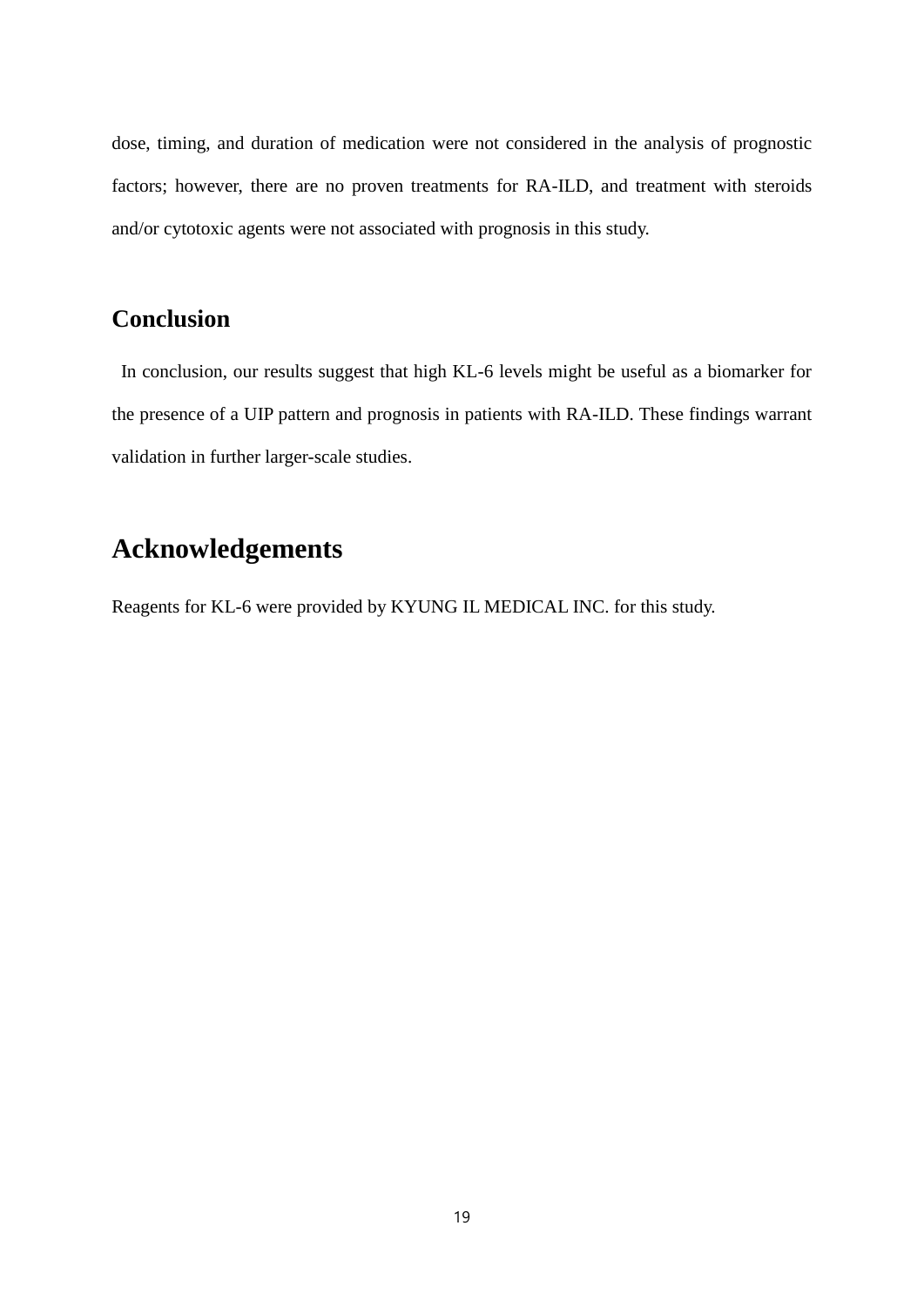dose, timing, and duration of medication were not considered in the analysis of prognostic factors; however, there are no proven treatments for RA-ILD, and treatment with steroids and/or cytotoxic agents were not associated with prognosis in this study.

## Conclusion

In conclusion, our results suggest that high KL-6 levels might be useful as a biomarker for the presence of a UIP pattern and prognosis in patients with RA-ILD. These findings warrant validation in further larger-scale studies.

# Acknowledgements

Reagents for KL-6 were provided by KYUNG IL MEDICAL INC. for this study.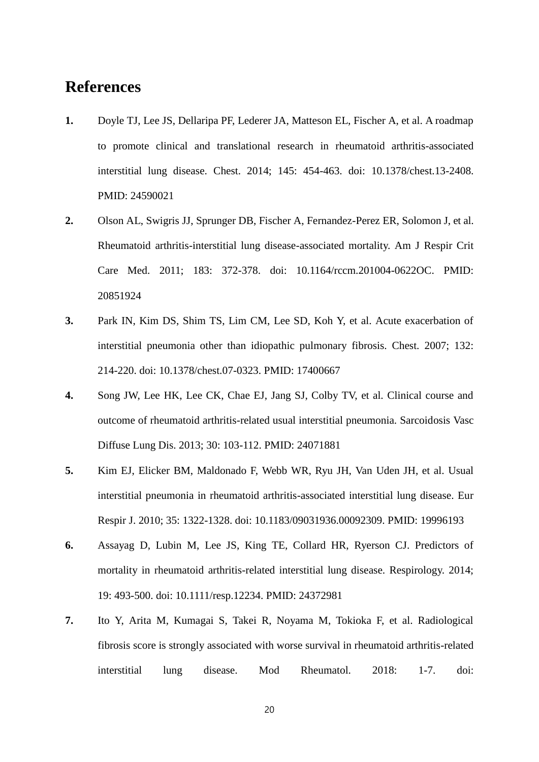# References

1. Doyle TJ, Lee JS, Dellaripa PF, Lederer JA, Matteson EL, Fischer A, et al. A roadmap to promote clinical and translational research in rheumatoid arthritis-associated interstitial lung disease. Chest. 2014; 145: 454-463. doi: 10.1378/chest.13-2408. PMID: 24590021

2. Olson AL, Swigris JJ, Sprunger DB, Fischer A, Fernandez-Perez ER, Solomon J, et al. Rheumatoid arthritis-interstitial lung disease-associated mortality. Am J Respir Crit Care Med. 2011; 183: 372-378. doi: 10.1164/rccm.201004-0622OC. PMID: 20851924

3. Park IN, Kim DS, Shim TS, Lim CM, Lee SD, Koh Y, et al. Acute exacerbation of interstitial pneumonia other than idiopathic pulmonary fibrosis. Chest. 2007; 132: 214-220. doi: 10.1378/chest.07-0323. PMID: 17400667

4. Song JW, Lee HK, Lee CK, Chae EJ, Jang SJ, Colby TV, et al. Clinical course and outcome of rheumatoid arthritis-related usual interstitial pneumonia. Sarcoidosis Vasc Diffuse Lung Dis. 2013; 30: 103-112. PMID: 24071881

5. Kim EJ, Elicker BM, Maldonado F, Webb WR, Ryu JH, Van Uden JH, et al. Usual interstitial pneumonia in rheumatoid arthritis-associated interstitial lung disease. Eur Respir J. 2010; 35: 1322-1328. doi: 10.1183/09031936.00092309. PMID: 19996193

6. Assayag D, Lubin M, Lee JS, King TE, Collard HR, Ryerson CJ. Predictors of mortality in rheumatoid arthritis-related interstitial lung disease. Respirology. 2014; 19: 493-500. doi: 10.1111/resp.12234. PMID: 24372981

7. Ito Y, Arita M, Kumagai S, Takei R, Noyama M, Tokioka F, et al. Radiological fibrosis score is strongly associated with worse survival in rheumatoid arthritis-related interstitial lung disease. Mod Rheumatol. 2018: 1-7. doi: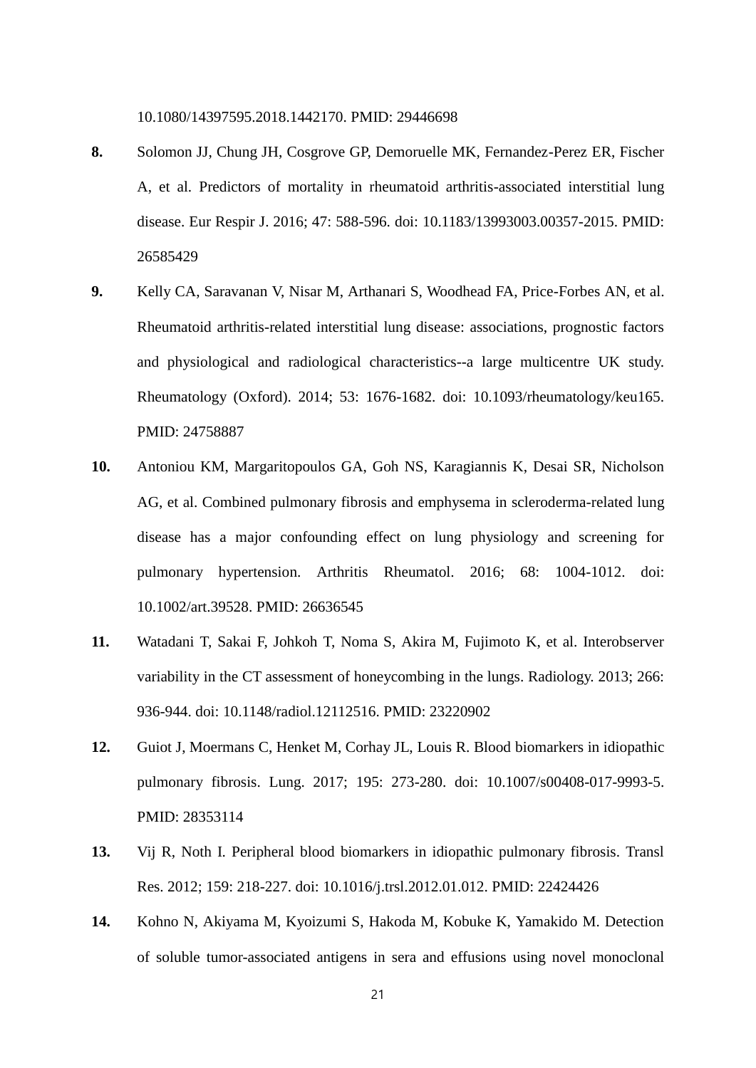10.1080/14397595.2018.1442170. PMID: 29446698

**8.** Solomon JJ, Chung JH, Cosgrove GP, Demoruelle MK, Fernandez-Perez ER, Fischer A, et al. Predictors of mortality in rheumatoid arthritis-associated interstitial lung disease. Eur Respir J. 2016; 47: 588-596. doi: 10.1183/13993003.00357-2015. PMID: 26585429

**9.** Kelly CA, Saravanan V, Nisar M, Arthanari S, Woodhead FA, Price-Forbes AN, et al. Rheumatoid arthritis-related interstitial lung disease: associations, prognostic factors and physiological and radiological characteristics--a large multicentre UK study. Rheumatology (Oxford). 2014; 53: 1676-1682. doi: 10.1093/rheumatology/keu165. PMID: 24758887

**10.** Antoniou KM, Margaritopoulos GA, Goh NS, Karagiannis K, Desai SR, Nicholson AG, et al. Combined pulmonary fibrosis and emphysema in scleroderma-related lung disease has a major confounding effect on lung physiology and screening for pulmonary hypertension. Arthritis Rheumatol. 2016; 68: 1004-1012. doi: 10.1002/art.39528. PMID: 26636545

**11.** Watadani T, Sakai F, Johkoh T, Noma S, Akira M, Fujimoto K, et al. Interobserver variability in the CT assessment of honeycombing in the lungs. Radiology. 2013; 266: 936-944. doi: 10.1148/radiol.12112516. PMID: 23220902

**12.** Guiot J, Moermans C, Henket M, Corhay JL, Louis R. Blood biomarkers in idiopathic pulmonary fibrosis. Lung. 2017; 195: 273-280. doi: 10.1007/s00408-017-9993-5. PMID: 28353114

**13.** Vij R, Noth I. Peripheral blood biomarkers in idiopathic pulmonary fibrosis. Transl Res. 2012; 159: 218-227. doi: 10.1016/j.trsl.2012.01.012. PMID: 22424426

**14.** Kohno N, Akiyama M, Kyoizumi S, Hakoda M, Kobuke K, Yamakido M. Detection of soluble tumor-associated antigens in sera and effusions using novel monoclonal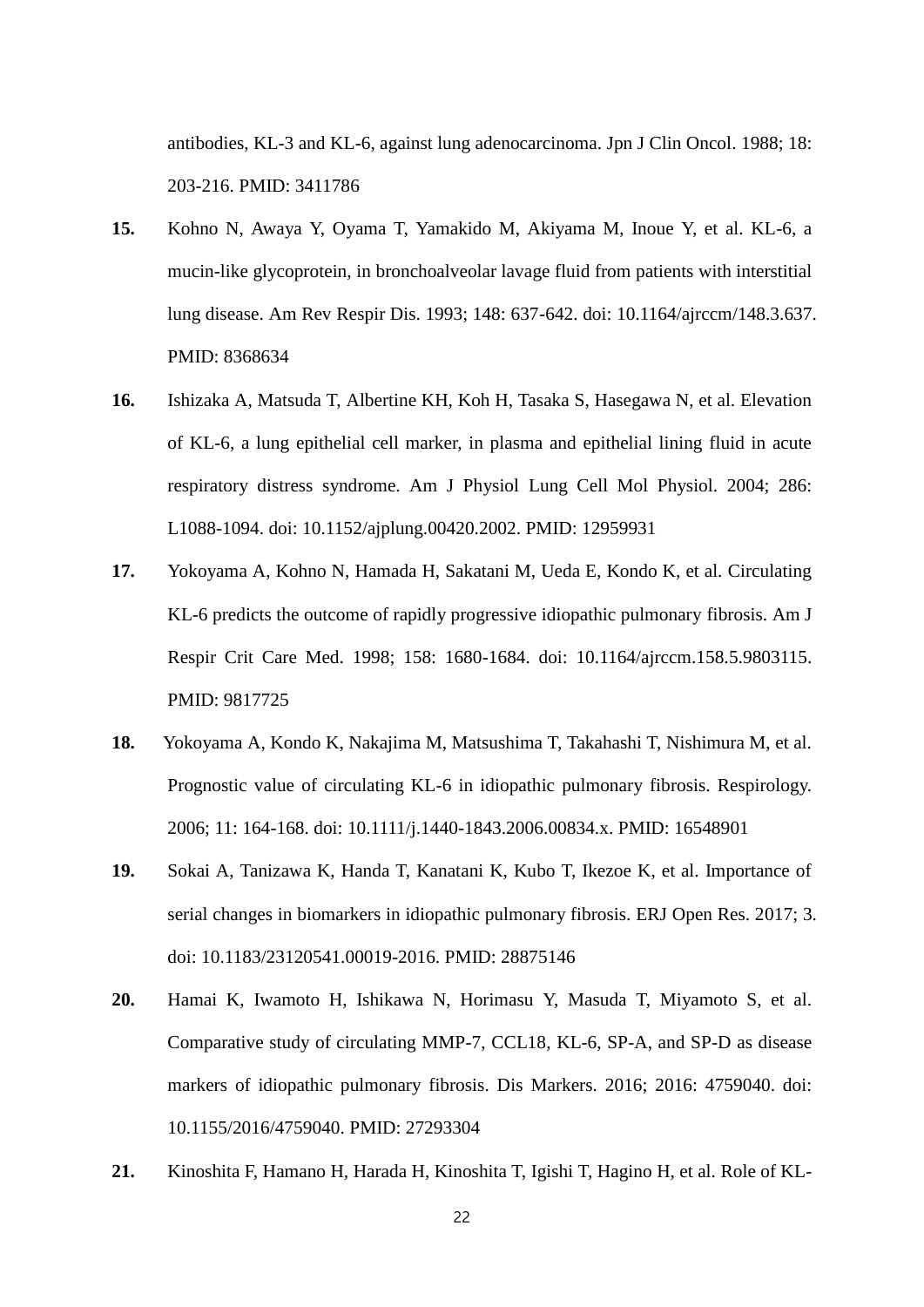antibodies, KL-3 and KL-6, against lung adenocarcinoma. Jpn J Clin Oncol. 1988; 18: 203-216. PMID: 3411786

**15.** Kohno N, Awaya Y, Oyama T, Yamakido M, Akiyama M, Inoue Y, et al. KL-6, a mucin-like glycoprotein, in bronchoalveolar lavage fluid from patients with interstitial lung disease. Am Rev Respir Dis. 1993; 148: 637-642. doi: 10.1164/ajrccm/148.3.637. PMID: 8368634

**16.** Ishizaka A, Matsuda T, Albertine KH, Koh H, Tasaka S, Hasegawa N, et al. Elevation of KL-6, a lung epithelial cell marker, in plasma and epithelial lining fluid in acute respiratory distress syndrome. Am J Physiol Lung Cell Mol Physiol. 2004; 286: L1088-1094. doi: 10.1152/ajplung.00420.2002. PMID: 12959931

**17.** Yokoyama A, Kohno N, Hamada H, Sakatani M, Ueda E, Kondo K, et al. Circulating KL-6 predicts the outcome of rapidly progressive idiopathic pulmonary fibrosis. Am J Respir Crit Care Med. 1998; 158: 1680-1684. doi: 10.1164/ajrccm.158.5.9803115. PMID: 9817725

**18.** Yokoyama A, Kondo K, Nakajima M, Matsushima T, Takahashi T, Nishimura M, et al. Prognostic value of circulating KL-6 in idiopathic pulmonary fibrosis. Respirology. 2006; 11: 164-168. doi: 10.1111/j.1440-1843.2006.00834.x. PMID: 16548901

**19.** Sokai A, Tanizawa K, Handa T, Kanatani K, Kubo T, Ikezoe K, et al. Importance of serial changes in biomarkers in idiopathic pulmonary fibrosis. ERJ Open Res. 2017; 3. doi: 10.1183/23120541.00019-2016. PMID: 28875146

**20.** Hamai K, Iwamoto H, Ishikawa N, Horimasu Y, Masuda T, Miyamoto S, et al. Comparative study of circulating MMP-7, CCL18, KL-6, SP-A, and SP-D as disease markers of idiopathic pulmonary fibrosis. Dis Markers. 2016; 2016: 4759040. doi: 10.1155/2016/4759040. PMID: 27293304

**21.** Kinoshita F, Hamano H, Harada H, Kinoshita T, Igishi T, Hagino H, et al. Role of KL-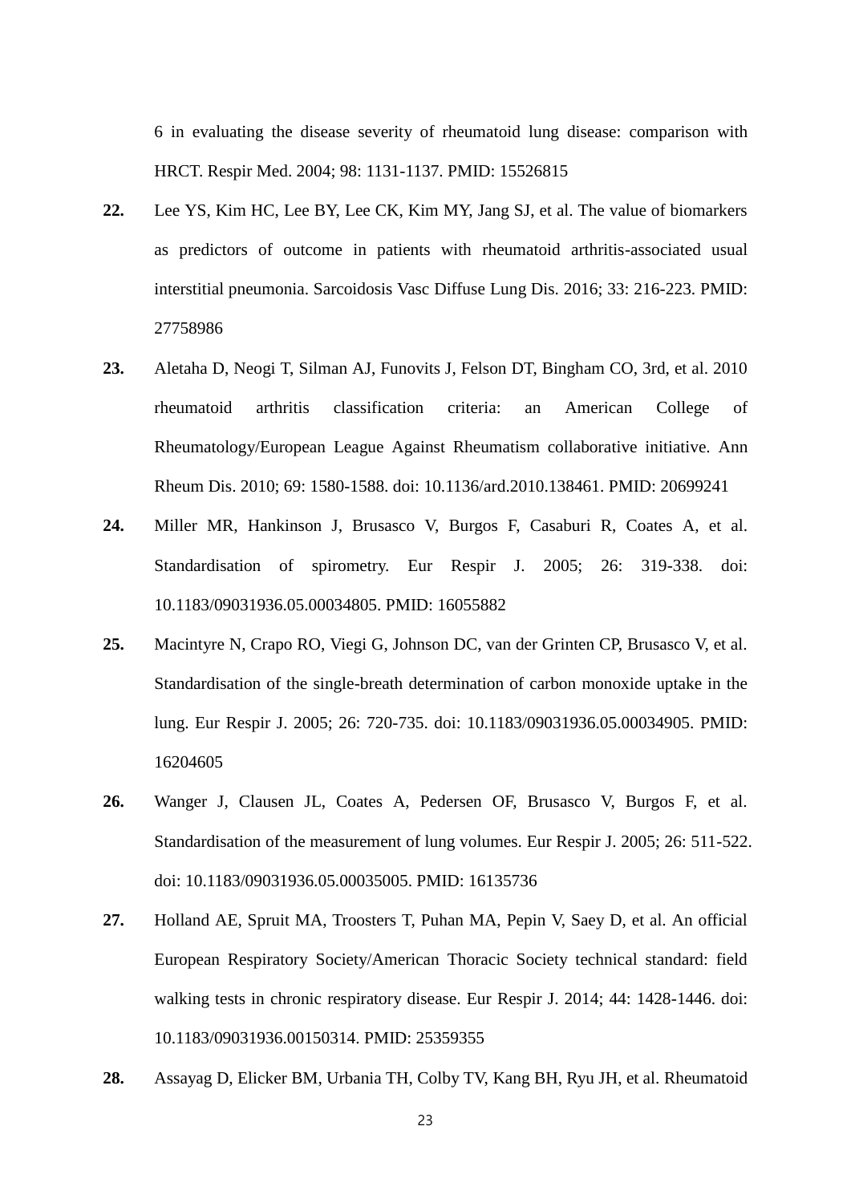6 in evaluating the disease severity of rheumatoid lung disease: comparison with HRCT. Respir Med. 2004; 98: 1131-1137. PMID: 15526815

**22.** Lee YS, Kim HC, Lee BY, Lee CK, Kim MY, Jang SJ, et al. The value of biomarkers as predictors of outcome in patients with rheumatoid arthritis-associated usual interstitial pneumonia. Sarcoidosis Vasc Diffuse Lung Dis. 2016; 33: 216-223. PMID: 27758986

**23.** Aletaha D, Neogi T, Silman AJ, Funovits J, Felson DT, Bingham CO, 3rd, et al. 2010 rheumatoid arthritis classification criteria: an American College of Rheumatology/European League Against Rheumatism collaborative initiative. Ann Rheum Dis. 2010; 69: 1580-1588. doi: 10.1136/ard.2010.138461. PMID: 20699241

**24.** Miller MR, Hankinson J, Brusasco V, Burgos F, Casaburi R, Coates A, et al. Standardisation of spirometry. Eur Respir J. 2005; 26: 319-338. doi: 10.1183/09031936.05.00034805. PMID: 16055882

**25.** Macintyre N, Crapo RO, Viegi G, Johnson DC, van der Grinten CP, Brusasco V, et al. Standardisation of the single-breath determination of carbon monoxide uptake in the lung. Eur Respir J. 2005; 26: 720-735. doi: 10.1183/09031936.05.00034905. PMID: 16204605

**26.** Wanger J, Clausen JL, Coates A, Pedersen OF, Brusasco V, Burgos F, et al. Standardisation of the measurement of lung volumes. Eur Respir J. 2005; 26: 511-522. doi: 10.1183/09031936.05.00035005. PMID: 16135736

**27.** Holland AE, Spruit MA, Troosters T, Puhan MA, Pepin V, Saey D, et al. An official European Respiratory Society/American Thoracic Society technical standard: field walking tests in chronic respiratory disease. Eur Respir J. 2014; 44: 1428-1446. doi: 10.1183/09031936.00150314. PMID: 25359355

**28.** Assayag D, Elicker BM, Urbania TH, Colby TV, Kang BH, Ryu JH, et al. Rheumatoid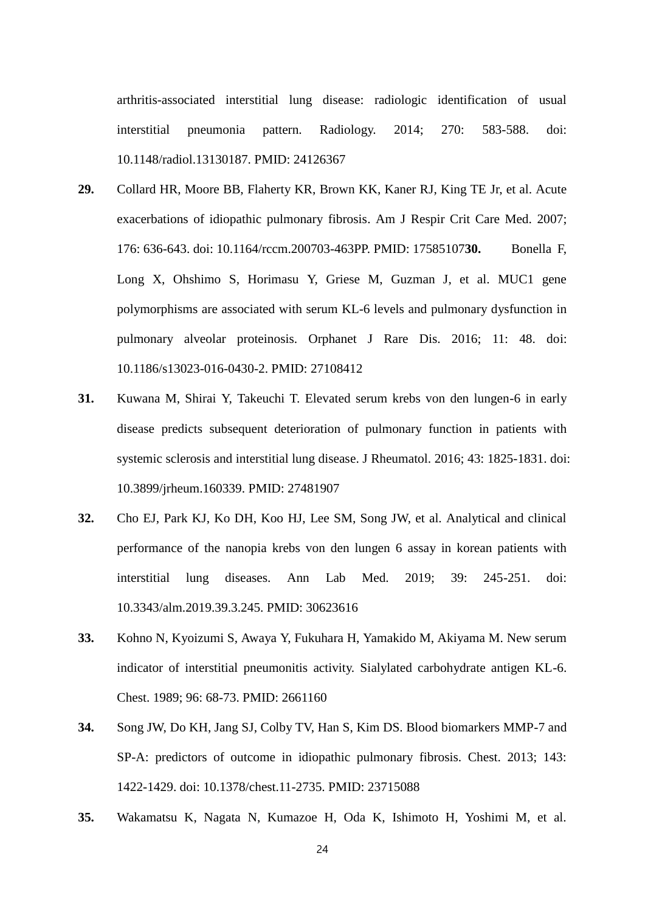arthritis-associated interstitial lung disease: radiologic identification of usual interstitial pneumonia pattern. Radiology. 2014; 270: 583-588. doi: 10.1148/radiol.13130187. PMID: 24126367

**29.** Collard HR, Moore BB, Flaherty KR, Brown KK, Kaner RJ, King TE Jr, et al. Acute exacerbations of idiopathic pulmonary fibrosis. Am J Respir Crit Care Med. 2007; 176: 636-643. doi: 10.1164/rccm.200703-463PP. PMID: 17585107**30.** Bonella F, Long X, Ohshimo S, Horimasu Y, Griese M, Guzman J, et al. MUC1 gene polymorphisms are associated with serum KL-6 levels and pulmonary dysfunction in pulmonary alveolar proteinosis. Orphanet J Rare Dis. 2016; 11: 48. doi: 10.1186/s13023-016-0430-2. PMID: 27108412

**31.** Kuwana M, Shirai Y, Takeuchi T. Elevated serum krebs von den lungen-6 in early disease predicts subsequent deterioration of pulmonary function in patients with systemic sclerosis and interstitial lung disease. J Rheumatol. 2016; 43: 1825-1831. doi: 10.3899/jrheum.160339. PMID: 27481907

**32.** Cho EJ, Park KJ, Ko DH, Koo HJ, Lee SM, Song JW, et al. Analytical and clinical performance of the nanopia krebs von den lungen 6 assay in korean patients with interstitial lung diseases. Ann Lab Med. 2019; 39: 245-251. doi: 10.3343/alm.2019.39.3.245. PMID: 30623616

**33.** Kohno N, Kyoizumi S, Awaya Y, Fukuhara H, Yamakido M, Akiyama M. New serum indicator of interstitial pneumonitis activity. Sialylated carbohydrate antigen KL-6. Chest. 1989; 96: 68-73. PMID: 2661160

**34.** Song JW, Do KH, Jang SJ, Colby TV, Han S, Kim DS. Blood biomarkers MMP-7 and SP-A: predictors of outcome in idiopathic pulmonary fibrosis. Chest. 2013; 143: 1422-1429. doi: 10.1378/chest.11-2735. PMID: 23715088

**35.** Wakamatsu K, Nagata N, Kumazoe H, Oda K, Ishimoto H, Yoshimi M, et al.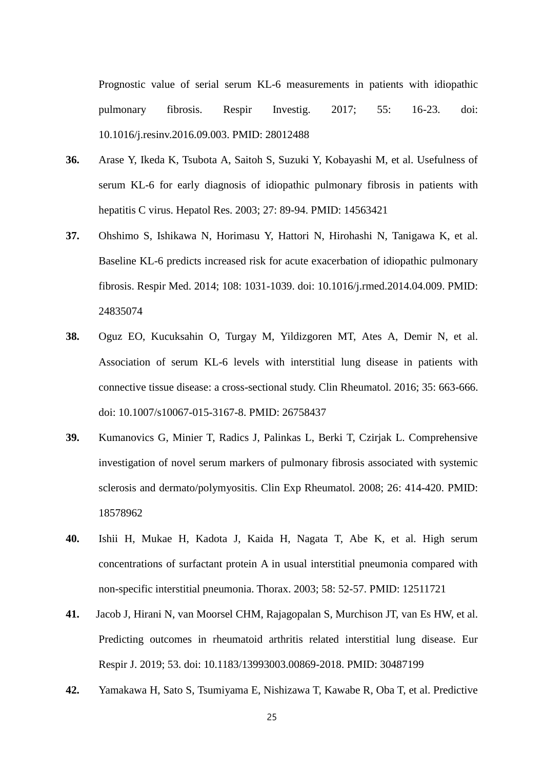Prognostic value of serial serum KL-6 measurements in patients with idiopathic pulmonary fibrosis. Respir Investig. 2017; 55: 16-23. doi: 10.1016/j.resinv.2016.09.003. PMID: 28012488

**36.** Arase Y, Ikeda K, Tsubota A, Saitoh S, Suzuki Y, Kobayashi M, et al. Usefulness of serum KL-6 for early diagnosis of idiopathic pulmonary fibrosis in patients with hepatitis C virus. Hepatol Res. 2003; 27: 89-94. PMID: 14563421

**37.** Ohshimo S, Ishikawa N, Horimasu Y, Hattori N, Hirohashi N, Tanigawa K, et al. Baseline KL-6 predicts increased risk for acute exacerbation of idiopathic pulmonary fibrosis. Respir Med. 2014; 108: 1031-1039. doi: 10.1016/j.rmed.2014.04.009. PMID: 24835074

**38.** Oguz EO, Kucuksahin O, Turgay M, Yildizgoren MT, Ates A, Demir N, et al. Association of serum KL-6 levels with interstitial lung disease in patients with connective tissue disease: a cross-sectional study. Clin Rheumatol. 2016; 35: 663-666. doi: 10.1007/s10067-015-3167-8. PMID: 26758437

**39.** Kumanovics G, Minier T, Radics J, Palinkas L, Berki T, Czirjak L. Comprehensive investigation of novel serum markers of pulmonary fibrosis associated with systemic sclerosis and dermato/polymyositis. Clin Exp Rheumatol. 2008; 26: 414-420. PMID: 18578962

**40.** Ishii H, Mukae H, Kadota J, Kaida H, Nagata T, Abe K, et al. High serum concentrations of surfactant protein A in usual interstitial pneumonia compared with non-specific interstitial pneumonia. Thorax. 2003; 58: 52-57. PMID: 12511721

**41.** Jacob J, Hirani N, van Moorsel CHM, Rajagopalan S, Murchison JT, van Es HW, et al. Predicting outcomes in rheumatoid arthritis related interstitial lung disease. Eur Respir J. 2019; 53. doi: 10.1183/13993003.00869-2018. PMID: 30487199

**42.** Yamakawa H, Sato S, Tsumiyama E, Nishizawa T, Kawabe R, Oba T, et al. Predictive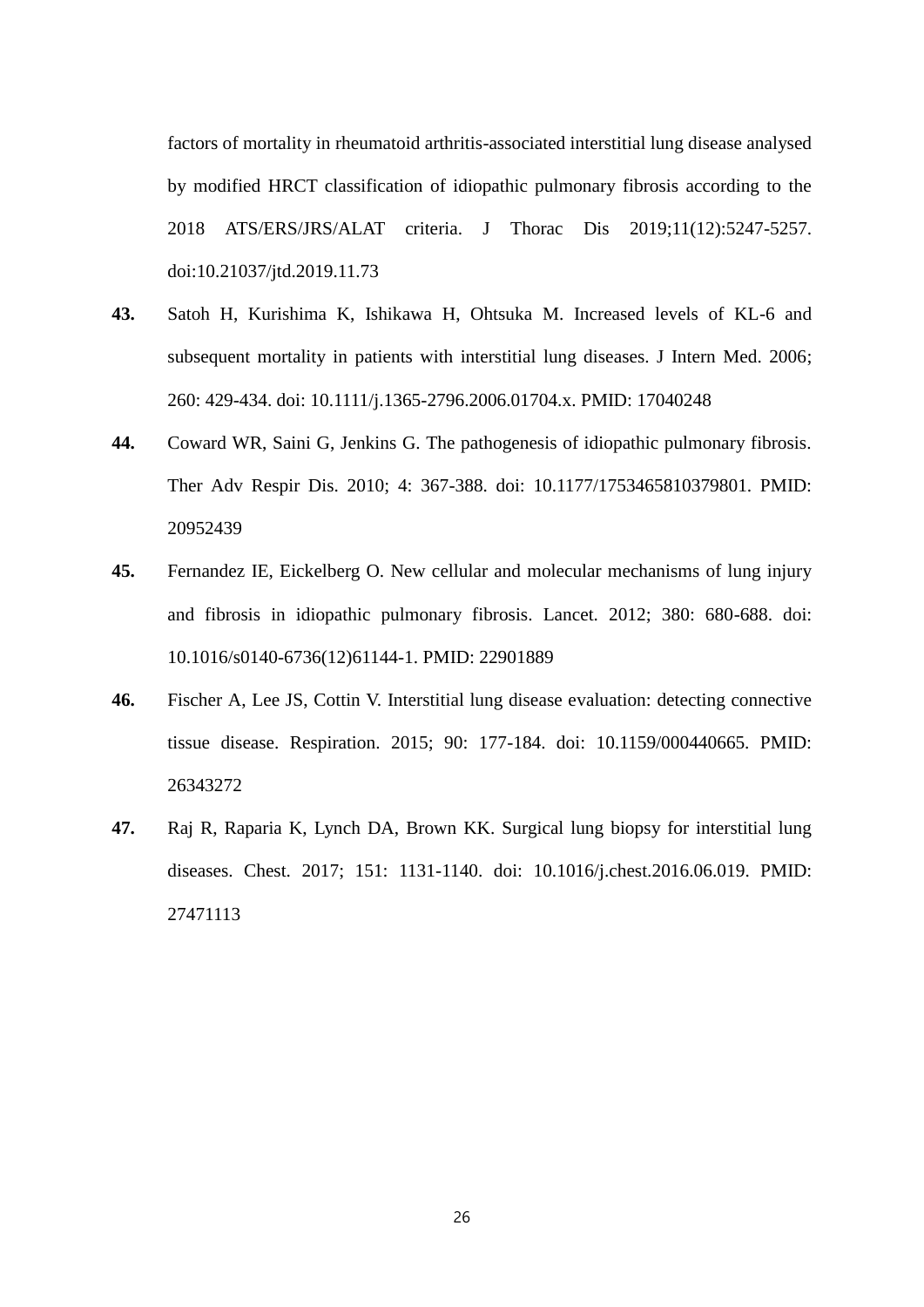factors of mortality in rheumatoid arthritis-associated interstitial lung disease analysed by modified HRCT classification of idiopathic pulmonary fibrosis according to the 2018 ATS/ERS/JRS/ALAT criteria. J Thorac Dis 2019;11(12):5247-5257. doi:10.21037/jtd.2019.11.73

**43.** Satoh H, Kurishima K, Ishikawa H, Ohtsuka M. Increased levels of KL-6 and subsequent mortality in patients with interstitial lung diseases. J Intern Med. 2006; 260: 429-434. doi: 10.1111/j.1365-2796.2006.01704.x. PMID: 17040248

**44.** Coward WR, Saini G, Jenkins G. The pathogenesis of idiopathic pulmonary fibrosis. Ther Adv Respir Dis. 2010; 4: 367-388. doi: 10.1177/1753465810379801. PMID: 20952439

**45.** Fernandez IE, Eickelberg O. New cellular and molecular mechanisms of lung injury and fibrosis in idiopathic pulmonary fibrosis. Lancet. 2012; 380: 680-688. doi: 10.1016/s0140-6736(12)61144-1. PMID: 22901889

**46.** Fischer A, Lee JS, Cottin V. Interstitial lung disease evaluation: detecting connective tissue disease. Respiration. 2015; 90: 177-184. doi: 10.1159/000440665. PMID: 26343272

**47.** Raj R, Raparia K, Lynch DA, Brown KK. Surgical lung biopsy for interstitial lung diseases. Chest. 2017; 151: 1131-1140. doi: 10.1016/j.chest.2016.06.019. PMID: 27471113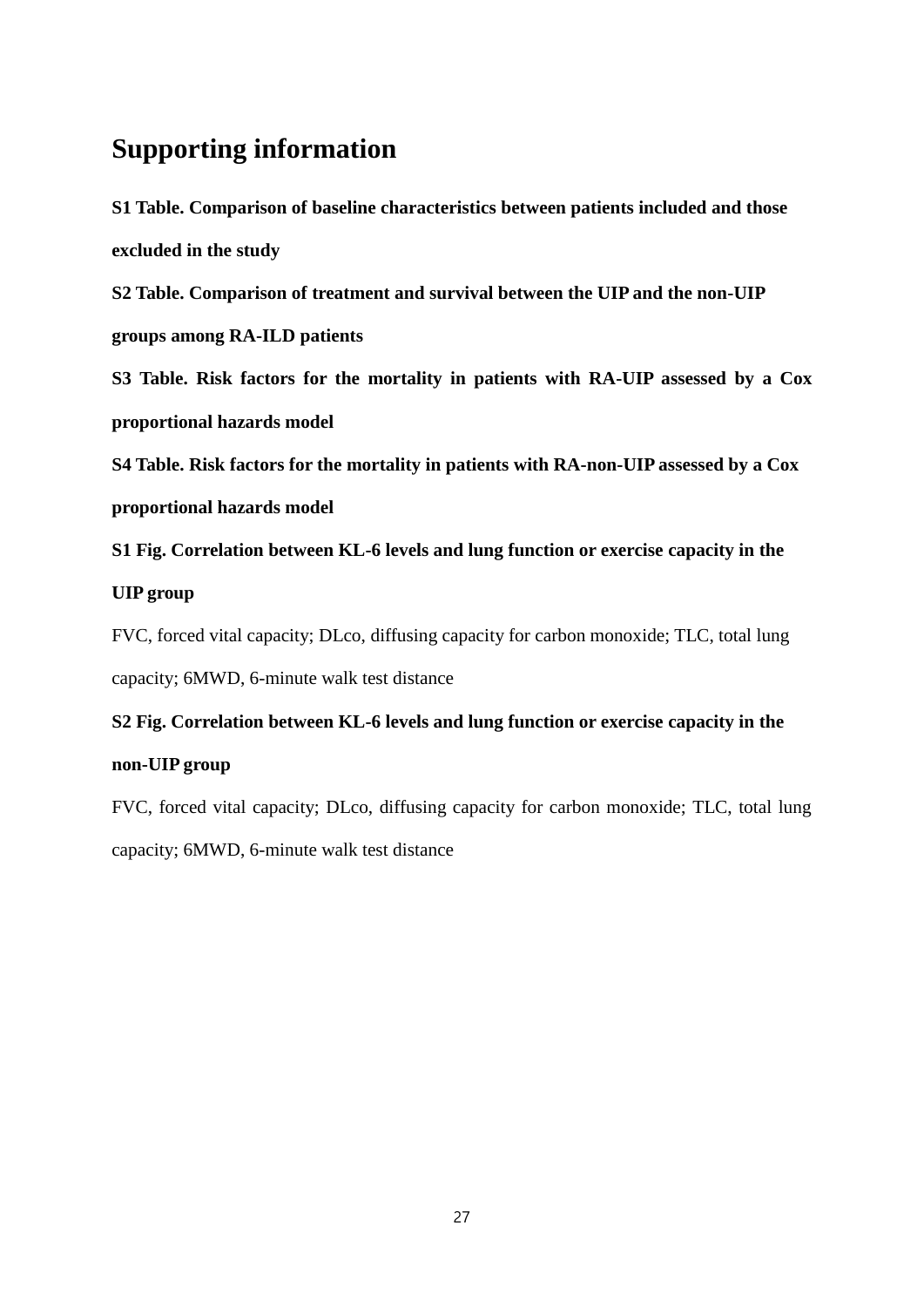# Supporting information

**S1 Table. Comparison of baseline characteristics between patients included and those excluded in the study**

**S2 Table. Comparison of treatment and survival between the UIP and the non-UIP groups among RA-ILD patients**

**S3 Table. Risk factors for the mortality in patients with RA-UIP assessed by a Cox proportional hazards model**

**S4 Table. Risk factors for the mortality in patients with RA-non-UIP assessed by a Cox proportional hazards model**

**S1 Fig. Correlation between KL-6 levels and lung function or exercise capacity in the UIP group**

FVC, forced vital capacity; DLco, diffusing capacity for carbon monoxide; TLC, total lung capacity; 6MWD, 6-minute walk test distance

**S2 Fig. Correlation between KL-6 levels and lung function or exercise capacity in the non-UIP group**

FVC, forced vital capacity; DLco, diffusing capacity for carbon monoxide; TLC, total lung capacity; 6MWD, 6-minute walk test distance